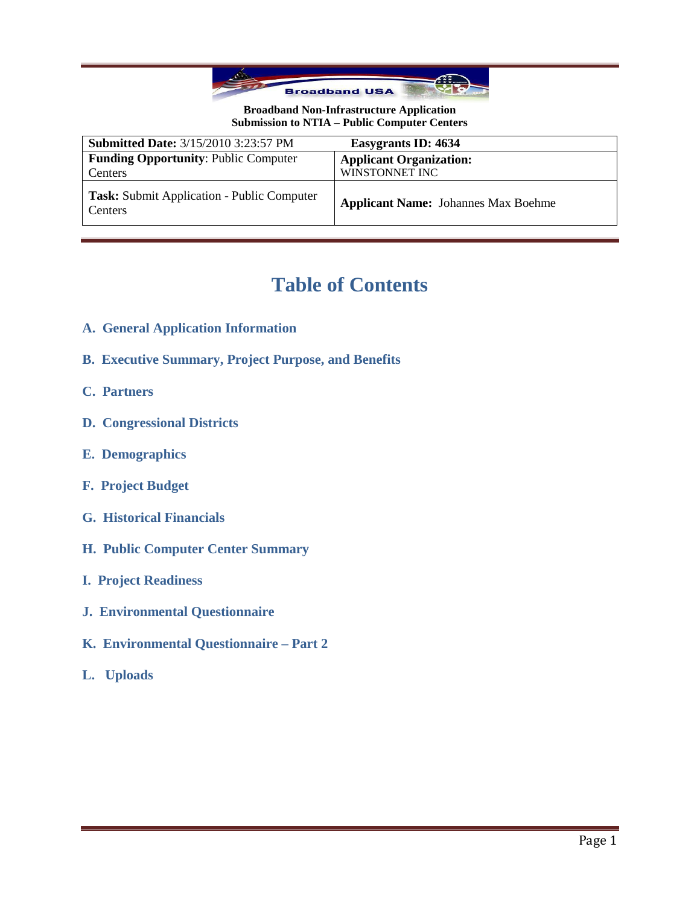**Broadband Non-Infrastructure Application**
**Submission to NTIA – Public Computer Centers**

| **Submitted Date:** 3/15/2010 3:23:57 PM | **Easygrants ID: 4634** |
|---|---|
| **Funding Opportunity**: Public Computer Centers | **Applicant Organization:** WINSTONNET INC |
| **Task:** Submit Application - Public Computer Centers | **Applicant Name:** Johannes Max Boehme |

# Table of Contents

- **A. General Application Information**
- **B. Executive Summary, Project Purpose, and Benefits**
- **C. Partners**
- **D. Congressional Districts**
- **E. Demographics**
- **F. Project Budget**
- **G. Historical Financials**
- **H. Public Computer Center Summary**
- **I. Project Readiness**
- **J. Environmental Questionnaire**
- **K. Environmental Questionnaire – Part 2**
- **L. Uploads**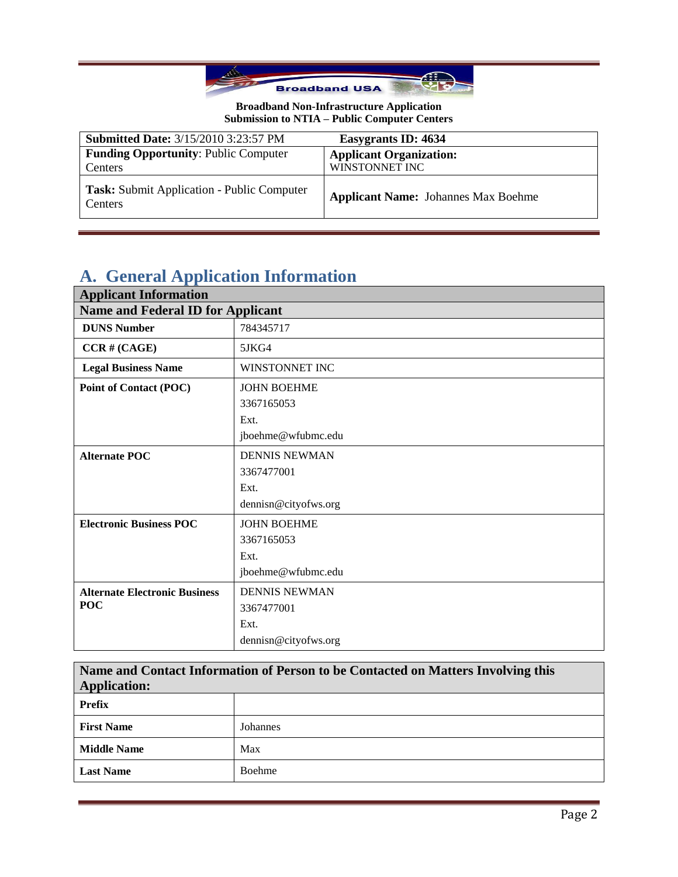**Broadband Non-Infrastructure Application**
**Submission to NTIA – Public Computer Centers**

| **Submitted Date:** 3/15/2010 3:23:57 PM | **Easygrants ID: 4634** |
| --- | --- |
| **Funding Opportunity**: Public Computer Centers | **Applicant Organization:** WINSTONNET INC |
| **Task:** Submit Application - Public Computer Centers | **Applicant Name:** Johannes Max Boehme |

# A. General Application Information

| **Applicant Information** | |
| --- | --- |
| **Name and Federal ID for Applicant** | |
| **DUNS Number** | 784345717 |
| **CCR # (CAGE)** | 5JKG4 |
| **Legal Business Name** | WINSTONNET INC |
| **Point of Contact (POC)** | JOHN BOEHME<br>3367165053<br>Ext.<br>jboehme@wfubmc.edu |
| **Alternate POC** | DENNIS NEWMAN<br>3367477001<br>Ext.<br>dennisn@cityofws.org |
| **Electronic Business POC** | JOHN BOEHME<br>3367165053<br>Ext.<br>jboehme@wfubmc.edu |
| **Alternate Electronic Business POC** | DENNIS NEWMAN<br>3367477001<br>Ext.<br>dennisn@cityofws.org |

| **Name and Contact Information of Person to be Contacted on Matters Involving this Application:** | |
| --- | --- |
| **Prefix** | |
| **First Name** | Johannes |
| **Middle Name** | Max |
| **Last Name** | Boehme |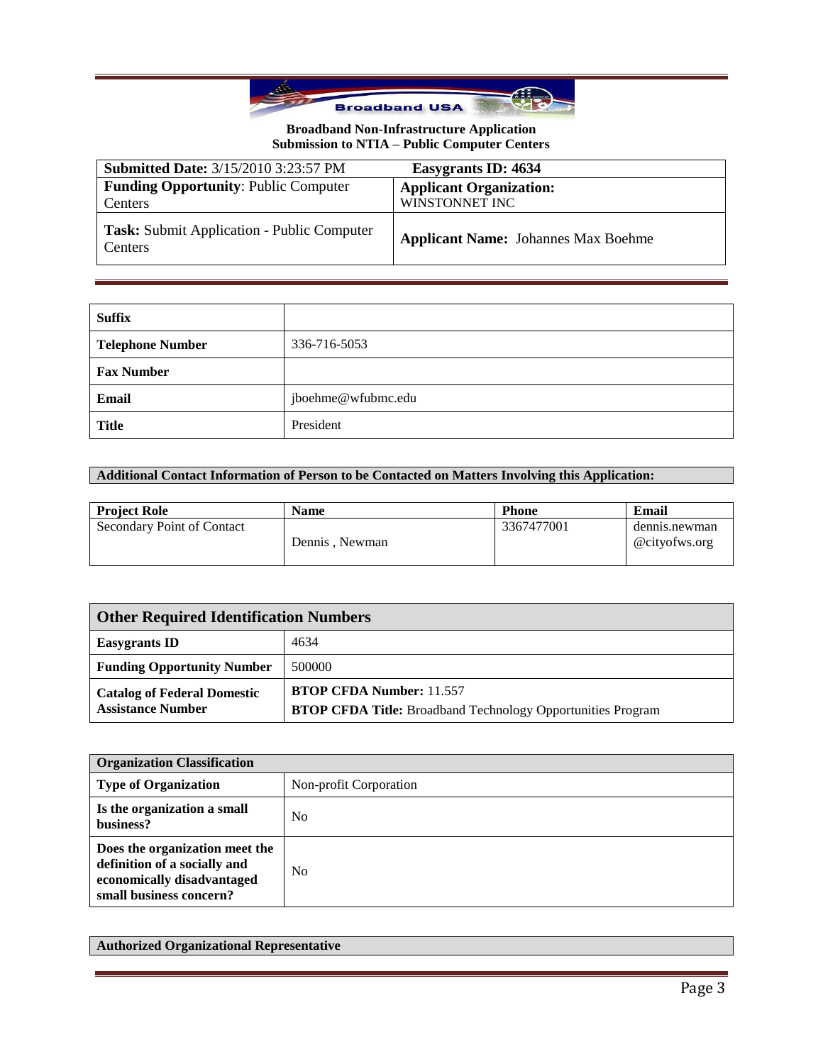**Broadband Non-Infrastructure Application**
**Submission to NTIA – Public Computer Centers**

| **Submitted Date:** 3/15/2010 3:23:57 PM | **Easygrants ID: 4634** |
|---|---|
| **Funding Opportunity**: Public Computer Centers | **Applicant Organization:** WINSTONNET INC |
| **Task:** Submit Application - Public Computer Centers | **Applicant Name:** Johannes Max Boehme |

| | |
|---|---|
| **Suffix** | |
| **Telephone Number** | 336-716-5053 |
| **Fax Number** | |
| **Email** | jboehme@wfubmc.edu |
| **Title** | President |

**Additional Contact Information of Person to be Contacted on Matters Involving this Application:**

| **Project Role** | **Name** | **Phone** | **Email** |
|---|---|---|---|
| Secondary Point of Contact | Dennis , Newman | 3367477001 | dennis.newman@cityofws.org |

| **Other Required Identification Numbers** | |
|---|---|
| **Easygrants ID** | 4634 |
| **Funding Opportunity Number** | 500000 |
| **Catalog of Federal Domestic Assistance Number** | **BTOP CFDA Number:** 11.557<br>**BTOP CFDA Title:** Broadband Technology Opportunities Program |

| **Organization Classification** | |
|---|---|
| **Type of Organization** | Non-profit Corporation |
| **Is the organization a small business?** | No |
| **Does the organization meet the definition of a socially and economically disadvantaged small business concern?** | No |

**Authorized Organizational Representative**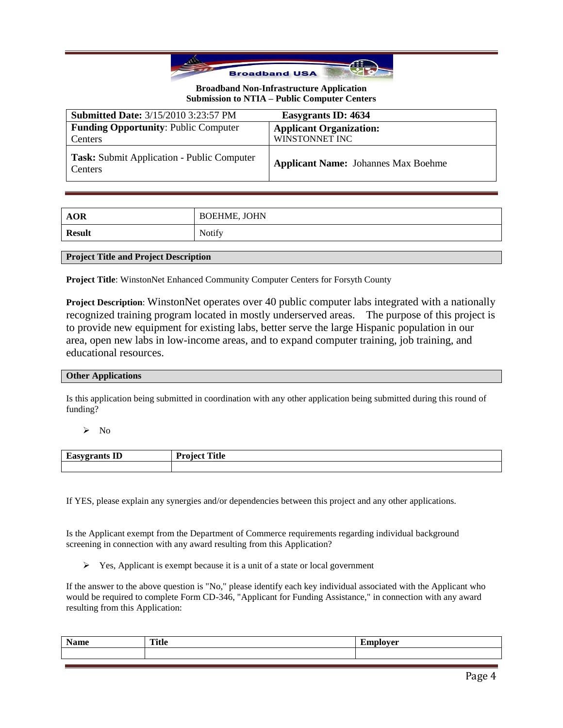**Broadband Non-Infrastructure Application**
**Submission to NTIA – Public Computer Centers**

| **Submitted Date:** 3/15/2010 3:23:57 PM | **Easygrants ID: 4634** |
|---|---|
| **Funding Opportunity**: Public Computer Centers | **Applicant Organization:** WINSTONNET INC |
| **Task:** Submit Application - Public Computer Centers | **Applicant Name:** Johannes Max Boehme |

| **AOR** | BOEHME, JOHN |
|---|---|
| **Result** | Notify |

### Project Title and Project Description

**Project Title**: WinstonNet Enhanced Community Computer Centers for Forsyth County

**Project Description**: WinstonNet operates over 40 public computer labs integrated with a nationally recognized training program located in mostly underserved areas. The purpose of this project is to provide new equipment for existing labs, better serve the large Hispanic population in our area, open new labs in low-income areas, and to expand computer training, job training, and educational resources.

### Other Applications

Is this application being submitted in coordination with any other application being submitted during this round of funding?

- No

| Easygrants ID | Project Title |
|---|---|
| | |

If YES, please explain any synergies and/or dependencies between this project and any other applications.

Is the Applicant exempt from the Department of Commerce requirements regarding individual background screening in connection with any award resulting from this Application?

- Yes, Applicant is exempt because it is a unit of a state or local government

If the answer to the above question is "No," please identify each key individual associated with the Applicant who would be required to complete Form CD-346, "Applicant for Funding Assistance," in connection with any award resulting from this Application:

| Name | Title | Employer |
|---|---|---|
| | | |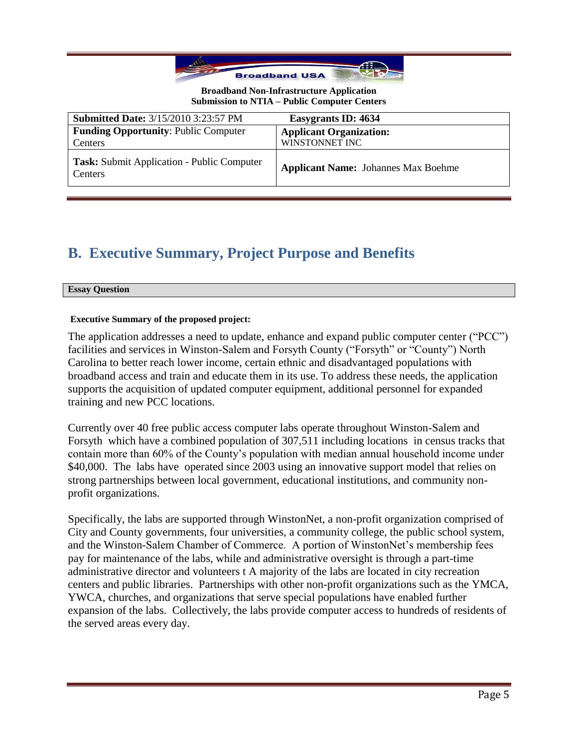**Broadband Non-Infrastructure Application**
**Submission to NTIA – Public Computer Centers**

| **Submitted Date:** 3/15/2010 3:23:57 PM | **Easygrants ID: 4634** |
|---|---|
| **Funding Opportunity**: Public Computer Centers | **Applicant Organization:** WINSTONNET INC |
| **Task:** Submit Application - Public Computer Centers | **Applicant Name:** Johannes Max Boehme |

## B. Executive Summary, Project Purpose and Benefits

**Essay Question**

**Executive Summary of the proposed project:**

The application addresses a need to update, enhance and expand public computer center ("PCC") facilities and services in Winston-Salem and Forsyth County ("Forsyth" or "County") North Carolina to better reach lower income, certain ethnic and disadvantaged populations with broadband access and train and educate them in its use. To address these needs, the application supports the acquisition of updated computer equipment, additional personnel for expanded training and new PCC locations.

Currently over 40 free public access computer labs operate throughout Winston-Salem and Forsyth which have a combined population of 307,511 including locations in census tracks that contain more than 60% of the County's population with median annual household income under $40,000. The labs have operated since 2003 using an innovative support model that relies on strong partnerships between local government, educational institutions, and community non-profit organizations.

Specifically, the labs are supported through WinstonNet, a non-profit organization comprised of City and County governments, four universities, a community college, the public school system, and the Winston-Salem Chamber of Commerce. A portion of WinstonNet's membership fees pay for maintenance of the labs, while and administrative oversight is through a part-time administrative director and volunteers t A majority of the labs are located in city recreation centers and public libraries. Partnerships with other non-profit organizations such as the YMCA, YWCA, churches, and organizations that serve special populations have enabled further expansion of the labs. Collectively, the labs provide computer access to hundreds of residents of the served areas every day.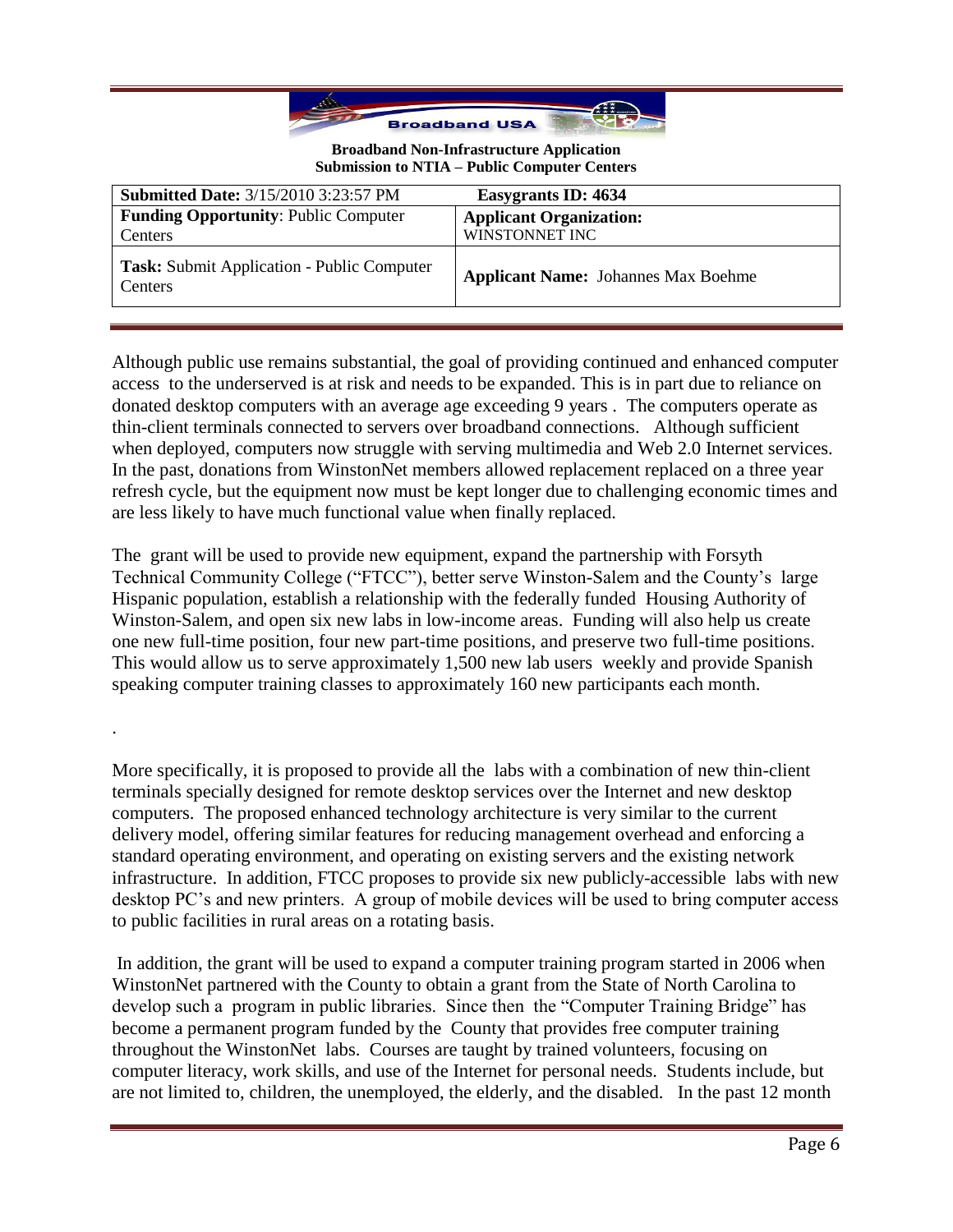Although public use remains substantial, the goal of providing continued and enhanced computer access to the underserved is at risk and needs to be expanded. This is in part due to reliance on donated desktop computers with an average age exceeding 9 years . The computers operate as thin-client terminals connected to servers over broadband connections. Although sufficient when deployed, computers now struggle with serving multimedia and Web 2.0 Internet services. In the past, donations from WinstonNet members allowed replacement replaced on a three year refresh cycle, but the equipment now must be kept longer due to challenging economic times and are less likely to have much functional value when finally replaced.

The grant will be used to provide new equipment, expand the partnership with Forsyth Technical Community College ("FTCC"), better serve Winston-Salem and the County's large Hispanic population, establish a relationship with the federally funded Housing Authority of Winston-Salem, and open six new labs in low-income areas. Funding will also help us create one new full-time position, four new part-time positions, and preserve two full-time positions. This would allow us to serve approximately 1,500 new lab users weekly and provide Spanish speaking computer training classes to approximately 160 new participants each month.

.

More specifically, it is proposed to provide all the labs with a combination of new thin-client terminals specially designed for remote desktop services over the Internet and new desktop computers. The proposed enhanced technology architecture is very similar to the current delivery model, offering similar features for reducing management overhead and enforcing a standard operating environment, and operating on existing servers and the existing network infrastructure. In addition, FTCC proposes to provide six new publicly-accessible labs with new desktop PC's and new printers. A group of mobile devices will be used to bring computer access to public facilities in rural areas on a rotating basis.

In addition, the grant will be used to expand a computer training program started in 2006 when WinstonNet partnered with the County to obtain a grant from the State of North Carolina to develop such a program in public libraries. Since then the "Computer Training Bridge" has become a permanent program funded by the County that provides free computer training throughout the WinstonNet labs. Courses are taught by trained volunteers, focusing on computer literacy, work skills, and use of the Internet for personal needs. Students include, but are not limited to, children, the unemployed, the elderly, and the disabled. In the past 12 month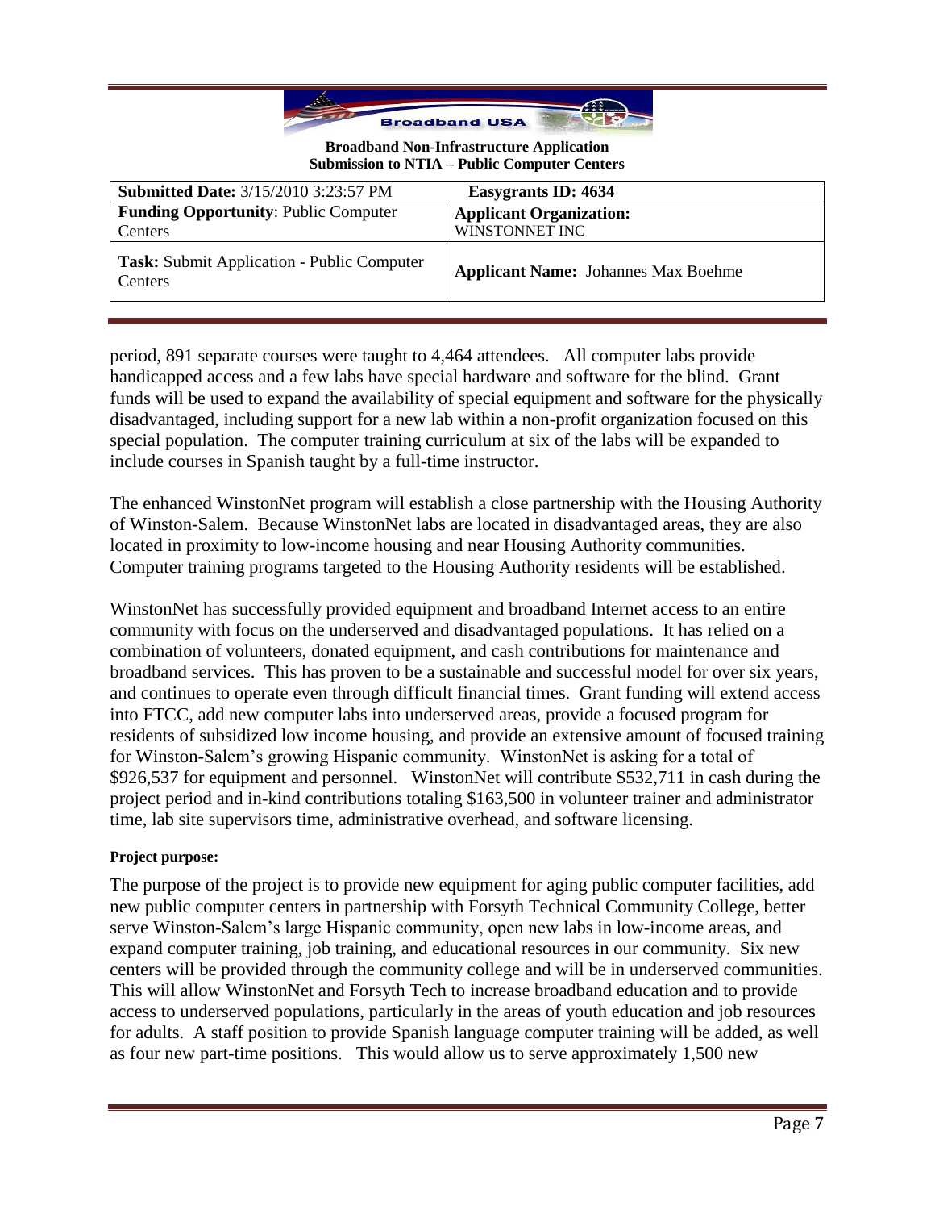period, 891 separate courses were taught to 4,464 attendees. All computer labs provide handicapped access and a few labs have special hardware and software for the blind. Grant funds will be used to expand the availability of special equipment and software for the physically disadvantaged, including support for a new lab within a non-profit organization focused on this special population. The computer training curriculum at six of the labs will be expanded to include courses in Spanish taught by a full-time instructor.

The enhanced WinstonNet program will establish a close partnership with the Housing Authority of Winston-Salem. Because WinstonNet labs are located in disadvantaged areas, they are also located in proximity to low-income housing and near Housing Authority communities. Computer training programs targeted to the Housing Authority residents will be established.

WinstonNet has successfully provided equipment and broadband Internet access to an entire community with focus on the underserved and disadvantaged populations. It has relied on a combination of volunteers, donated equipment, and cash contributions for maintenance and broadband services. This has proven to be a sustainable and successful model for over six years, and continues to operate even through difficult financial times. Grant funding will extend access into FTCC, add new computer labs into underserved areas, provide a focused program for residents of subsidized low income housing, and provide an extensive amount of focused training for Winston-Salem's growing Hispanic community. WinstonNet is asking for a total of $926,537 for equipment and personnel. WinstonNet will contribute $532,711 in cash during the project period and in-kind contributions totaling $163,500 in volunteer trainer and administrator time, lab site supervisors time, administrative overhead, and software licensing.

**Project purpose:**

The purpose of the project is to provide new equipment for aging public computer facilities, add new public computer centers in partnership with Forsyth Technical Community College, better serve Winston-Salem's large Hispanic community, open new labs in low-income areas, and expand computer training, job training, and educational resources in our community. Six new centers will be provided through the community college and will be in underserved communities. This will allow WinstonNet and Forsyth Tech to increase broadband education and to provide access to underserved populations, particularly in the areas of youth education and job resources for adults. A staff position to provide Spanish language computer training will be added, as well as four new part-time positions. This would allow us to serve approximately 1,500 new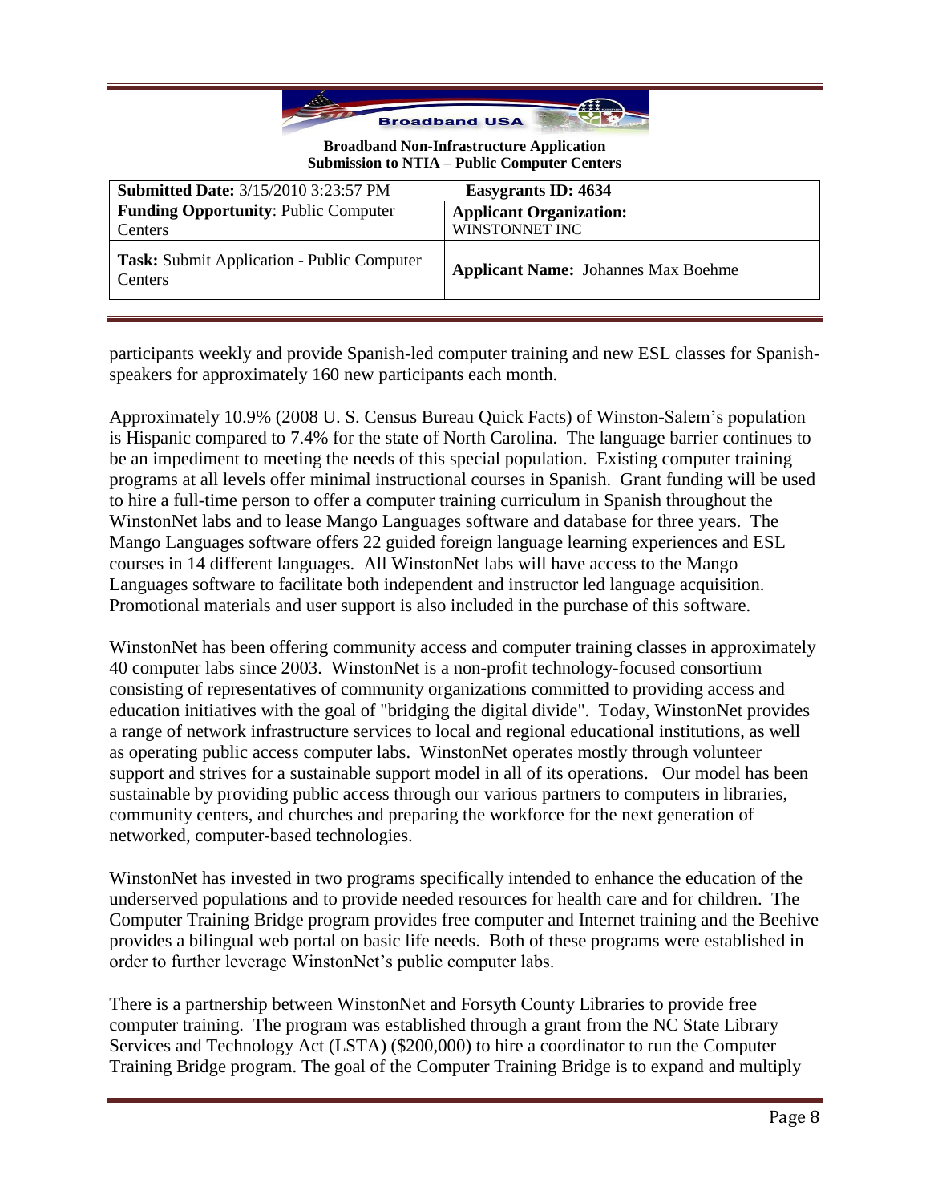participants weekly and provide Spanish-led computer training and new ESL classes for Spanish-speakers for approximately 160 new participants each month.

Approximately 10.9% (2008 U. S. Census Bureau Quick Facts) of Winston-Salem's population is Hispanic compared to 7.4% for the state of North Carolina. The language barrier continues to be an impediment to meeting the needs of this special population. Existing computer training programs at all levels offer minimal instructional courses in Spanish. Grant funding will be used to hire a full-time person to offer a computer training curriculum in Spanish throughout the WinstonNet labs and to lease Mango Languages software and database for three years. The Mango Languages software offers 22 guided foreign language learning experiences and ESL courses in 14 different languages. All WinstonNet labs will have access to the Mango Languages software to facilitate both independent and instructor led language acquisition. Promotional materials and user support is also included in the purchase of this software.

WinstonNet has been offering community access and computer training classes in approximately 40 computer labs since 2003. WinstonNet is a non-profit technology-focused consortium consisting of representatives of community organizations committed to providing access and education initiatives with the goal of "bridging the digital divide". Today, WinstonNet provides a range of network infrastructure services to local and regional educational institutions, as well as operating public access computer labs. WinstonNet operates mostly through volunteer support and strives for a sustainable support model in all of its operations. Our model has been sustainable by providing public access through our various partners to computers in libraries, community centers, and churches and preparing the workforce for the next generation of networked, computer-based technologies.

WinstonNet has invested in two programs specifically intended to enhance the education of the underserved populations and to provide needed resources for health care and for children. The Computer Training Bridge program provides free computer and Internet training and the Beehive provides a bilingual web portal on basic life needs. Both of these programs were established in order to further leverage WinstonNet's public computer labs.

There is a partnership between WinstonNet and Forsyth County Libraries to provide free computer training. The program was established through a grant from the NC State Library Services and Technology Act (LSTA) ($200,000) to hire a coordinator to run the Computer Training Bridge program. The goal of the Computer Training Bridge is to expand and multiply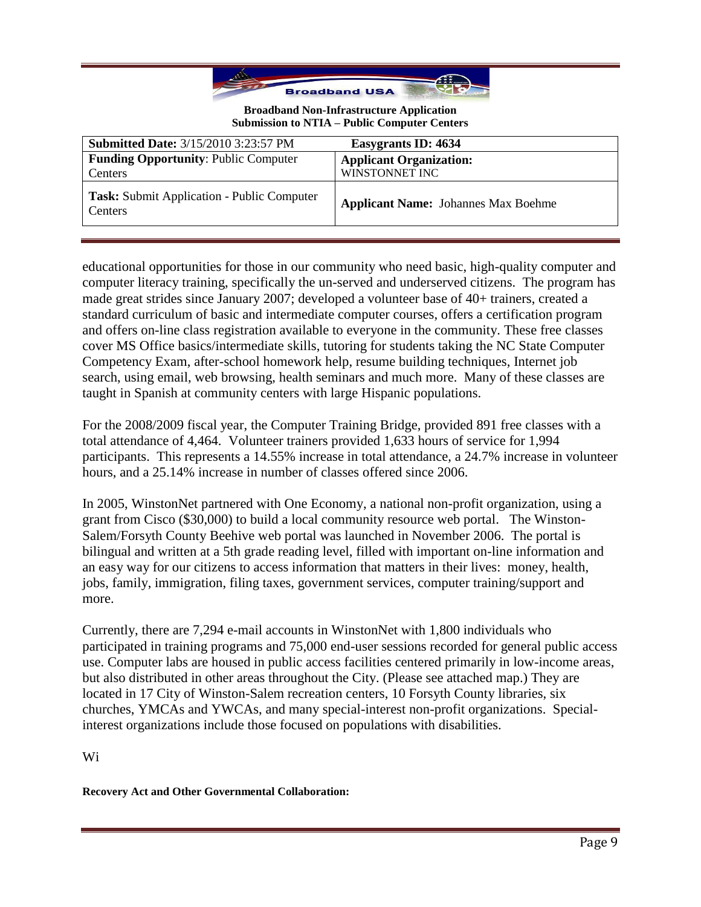educational opportunities for those in our community who need basic, high-quality computer and computer literacy training, specifically the un-served and underserved citizens. The program has made great strides since January 2007; developed a volunteer base of 40+ trainers, created a standard curriculum of basic and intermediate computer courses, offers a certification program and offers on-line class registration available to everyone in the community. These free classes cover MS Office basics/intermediate skills, tutoring for students taking the NC State Computer Competency Exam, after-school homework help, resume building techniques, Internet job search, using email, web browsing, health seminars and much more. Many of these classes are taught in Spanish at community centers with large Hispanic populations.

For the 2008/2009 fiscal year, the Computer Training Bridge, provided 891 free classes with a total attendance of 4,464. Volunteer trainers provided 1,633 hours of service for 1,994 participants. This represents a 14.55% increase in total attendance, a 24.7% increase in volunteer hours, and a 25.14% increase in number of classes offered since 2006.

In 2005, WinstonNet partnered with One Economy, a national non-profit organization, using a grant from Cisco ($30,000) to build a local community resource web portal. The Winston-Salem/Forsyth County Beehive web portal was launched in November 2006. The portal is bilingual and written at a 5th grade reading level, filled with important on-line information and an easy way for our citizens to access information that matters in their lives: money, health, jobs, family, immigration, filing taxes, government services, computer training/support and more.

Currently, there are 7,294 e-mail accounts in WinstonNet with 1,800 individuals who participated in training programs and 75,000 end-user sessions recorded for general public access use. Computer labs are housed in public access facilities centered primarily in low-income areas, but also distributed in other areas throughout the City. (Please see attached map.) They are located in 17 City of Winston-Salem recreation centers, 10 Forsyth County libraries, six churches, YMCAs and YWCAs, and many special-interest non-profit organizations. Special-interest organizations include those focused on populations with disabilities.

Wi

**Recovery Act and Other Governmental Collaboration:**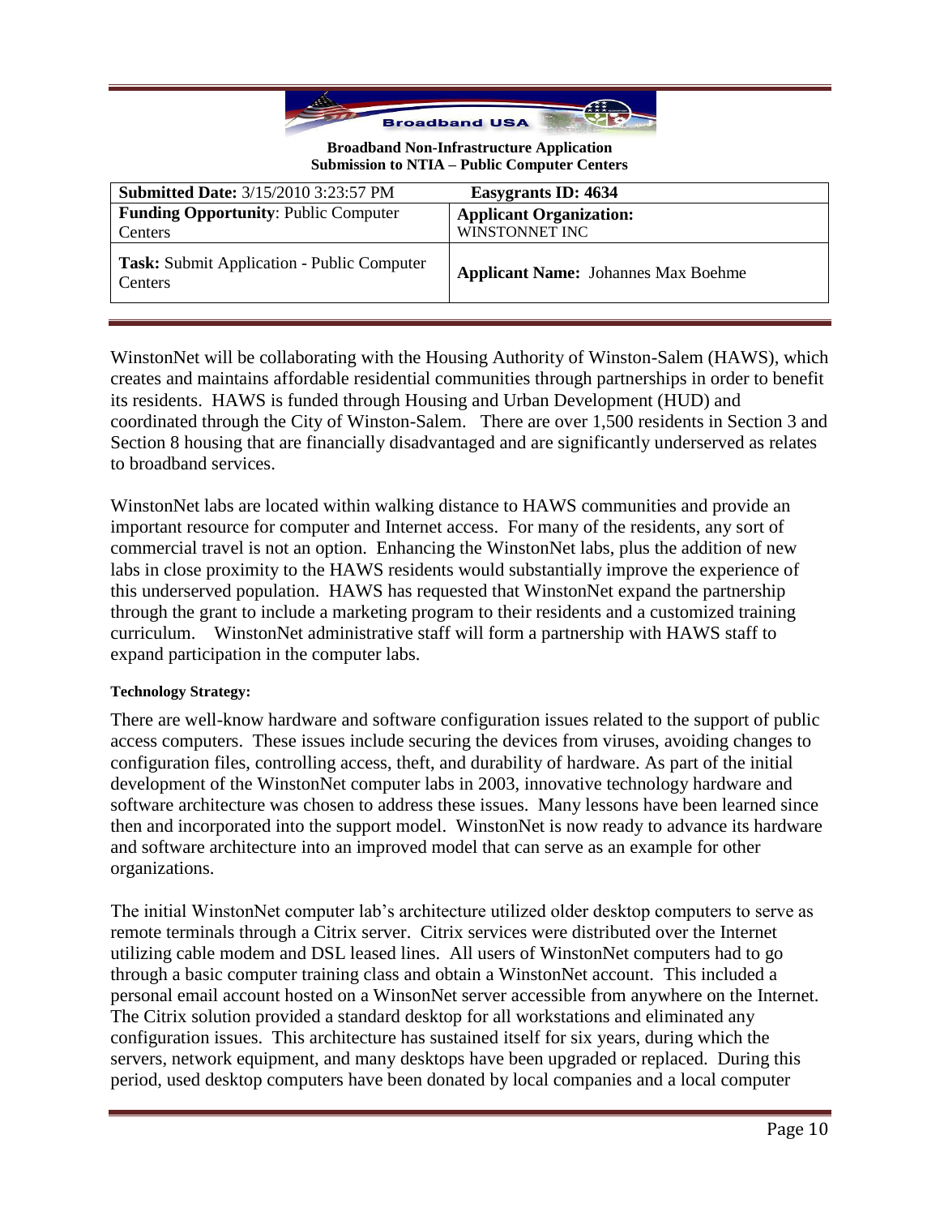WinstonNet will be collaborating with the Housing Authority of Winston-Salem (HAWS), which creates and maintains affordable residential communities through partnerships in order to benefit its residents. HAWS is funded through Housing and Urban Development (HUD) and coordinated through the City of Winston-Salem. There are over 1,500 residents in Section 3 and Section 8 housing that are financially disadvantaged and are significantly underserved as relates to broadband services.

WinstonNet labs are located within walking distance to HAWS communities and provide an important resource for computer and Internet access. For many of the residents, any sort of commercial travel is not an option. Enhancing the WinstonNet labs, plus the addition of new labs in close proximity to the HAWS residents would substantially improve the experience of this underserved population. HAWS has requested that WinstonNet expand the partnership through the grant to include a marketing program to their residents and a customized training curriculum. WinstonNet administrative staff will form a partnership with HAWS staff to expand participation in the computer labs.

#### Technology Strategy:

There are well-know hardware and software configuration issues related to the support of public access computers. These issues include securing the devices from viruses, avoiding changes to configuration files, controlling access, theft, and durability of hardware. As part of the initial development of the WinstonNet computer labs in 2003, innovative technology hardware and software architecture was chosen to address these issues. Many lessons have been learned since then and incorporated into the support model. WinstonNet is now ready to advance its hardware and software architecture into an improved model that can serve as an example for other organizations.

The initial WinstonNet computer lab's architecture utilized older desktop computers to serve as remote terminals through a Citrix server. Citrix services were distributed over the Internet utilizing cable modem and DSL leased lines. All users of WinstonNet computers had to go through a basic computer training class and obtain a WinstonNet account. This included a personal email account hosted on a WinsonNet server accessible from anywhere on the Internet. The Citrix solution provided a standard desktop for all workstations and eliminated any configuration issues. This architecture has sustained itself for six years, during which the servers, network equipment, and many desktops have been upgraded or replaced. During this period, used desktop computers have been donated by local companies and a local computer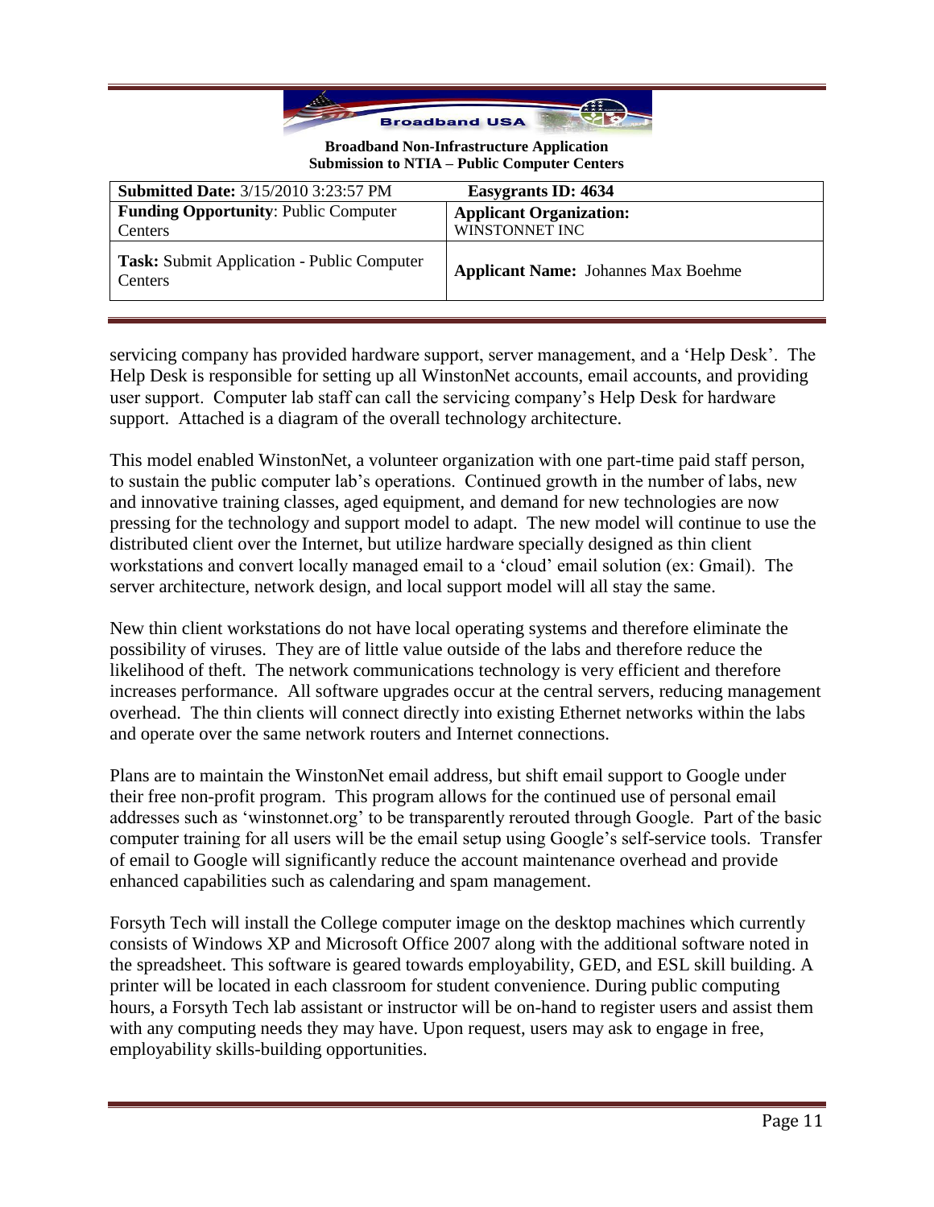servicing company has provided hardware support, server management, and a 'Help Desk'. The Help Desk is responsible for setting up all WinstonNet accounts, email accounts, and providing user support. Computer lab staff can call the servicing company's Help Desk for hardware support. Attached is a diagram of the overall technology architecture.

This model enabled WinstonNet, a volunteer organization with one part-time paid staff person, to sustain the public computer lab's operations. Continued growth in the number of labs, new and innovative training classes, aged equipment, and demand for new technologies are now pressing for the technology and support model to adapt. The new model will continue to use the distributed client over the Internet, but utilize hardware specially designed as thin client workstations and convert locally managed email to a 'cloud' email solution (ex: Gmail). The server architecture, network design, and local support model will all stay the same.

New thin client workstations do not have local operating systems and therefore eliminate the possibility of viruses. They are of little value outside of the labs and therefore reduce the likelihood of theft. The network communications technology is very efficient and therefore increases performance. All software upgrades occur at the central servers, reducing management overhead. The thin clients will connect directly into existing Ethernet networks within the labs and operate over the same network routers and Internet connections.

Plans are to maintain the WinstonNet email address, but shift email support to Google under their free non-profit program. This program allows for the continued use of personal email addresses such as 'winstonnet.org' to be transparently rerouted through Google. Part of the basic computer training for all users will be the email setup using Google's self-service tools. Transfer of email to Google will significantly reduce the account maintenance overhead and provide enhanced capabilities such as calendaring and spam management.

Forsyth Tech will install the College computer image on the desktop machines which currently consists of Windows XP and Microsoft Office 2007 along with the additional software noted in the spreadsheet. This software is geared towards employability, GED, and ESL skill building. A printer will be located in each classroom for student convenience. During public computing hours, a Forsyth Tech lab assistant or instructor will be on-hand to register users and assist them with any computing needs they may have. Upon request, users may ask to engage in free, employability skills-building opportunities.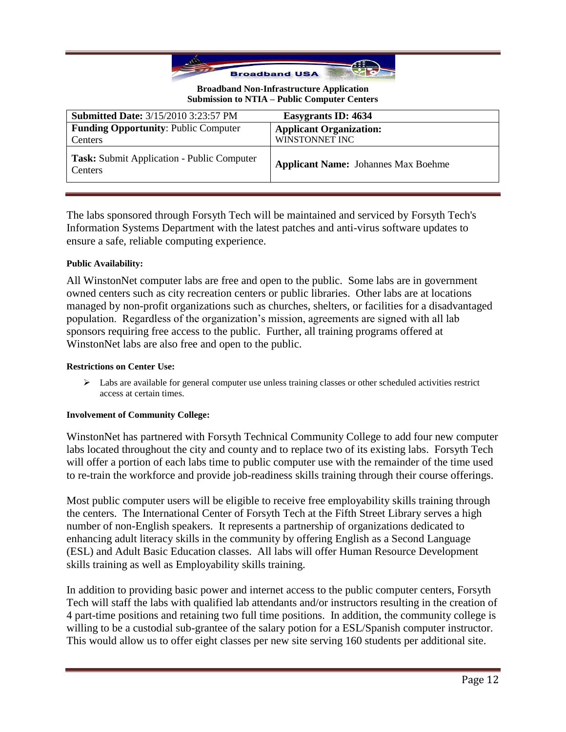The labs sponsored through Forsyth Tech will be maintained and serviced by Forsyth Tech's Information Systems Department with the latest patches and anti-virus software updates to ensure a safe, reliable computing experience.

**Public Availability:**

All WinstonNet computer labs are free and open to the public. Some labs are in government owned centers such as city recreation centers or public libraries. Other labs are at locations managed by non-profit organizations such as churches, shelters, or facilities for a disadvantaged population. Regardless of the organization's mission, agreements are signed with all lab sponsors requiring free access to the public. Further, all training programs offered at WinstonNet labs are also free and open to the public.

**Restrictions on Center Use:**

- Labs are available for general computer use unless training classes or other scheduled activities restrict access at certain times.

**Involvement of Community College:**

WinstonNet has partnered with Forsyth Technical Community College to add four new computer labs located throughout the city and county and to replace two of its existing labs. Forsyth Tech will offer a portion of each labs time to public computer use with the remainder of the time used to re-train the workforce and provide job-readiness skills training through their course offerings.

Most public computer users will be eligible to receive free employability skills training through the centers. The International Center of Forsyth Tech at the Fifth Street Library serves a high number of non-English speakers. It represents a partnership of organizations dedicated to enhancing adult literacy skills in the community by offering English as a Second Language (ESL) and Adult Basic Education classes. All labs will offer Human Resource Development skills training as well as Employability skills training.

In addition to providing basic power and internet access to the public computer centers, Forsyth Tech will staff the labs with qualified lab attendants and/or instructors resulting in the creation of 4 part-time positions and retaining two full time positions. In addition, the community college is willing to be a custodial sub-grantee of the salary potion for a ESL/Spanish computer instructor. This would allow us to offer eight classes per new site serving 160 students per additional site.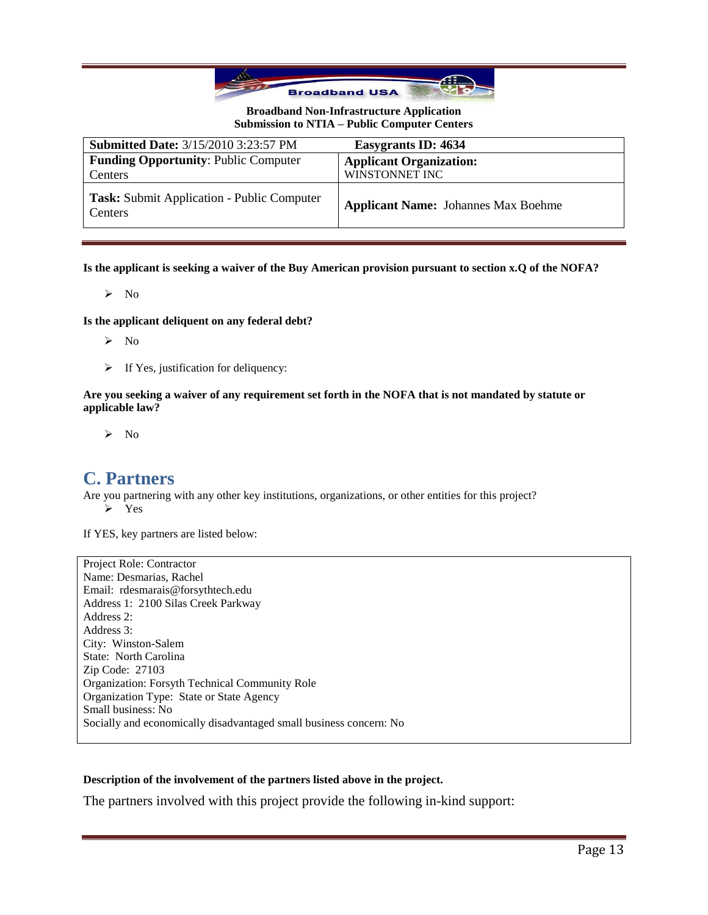**Broadband Non-Infrastructure Application**
**Submission to NTIA – Public Computer Centers**

| **Submitted Date:** 3/15/2010 3:23:57 PM | **Easygrants ID: 4634** |
|---|---|
| **Funding Opportunity**: Public Computer Centers | **Applicant Organization:** WINSTONNET INC |
| **Task:** Submit Application - Public Computer Centers | **Applicant Name:** Johannes Max Boehme |

**Is the applicant is seeking a waiver of the Buy American provision pursuant to section x.Q of the NOFA?**

- No

**Is the applicant deliquent on any federal debt?**

- No
- If Yes, justification for deliquency:

**Are you seeking a waiver of any requirement set forth in the NOFA that is not mandated by statute or applicable law?**

- No

## C. Partners

Are you partnering with any other key institutions, organizations, or other entities for this project?

- Yes

If YES, key partners are listed below:

Project Role: Contractor
Name: Desmarias, Rachel
Email: rdesmarais@forsythtech.edu
Address 1: 2100 Silas Creek Parkway
Address 2:
Address 3:
City: Winston-Salem
State: North Carolina
Zip Code: 27103
Organization: Forsyth Technical Community Role
Organization Type: State or State Agency
Small business: No
Socially and economically disadvantaged small business concern: No

**Description of the involvement of the partners listed above in the project.**

The partners involved with this project provide the following in-kind support: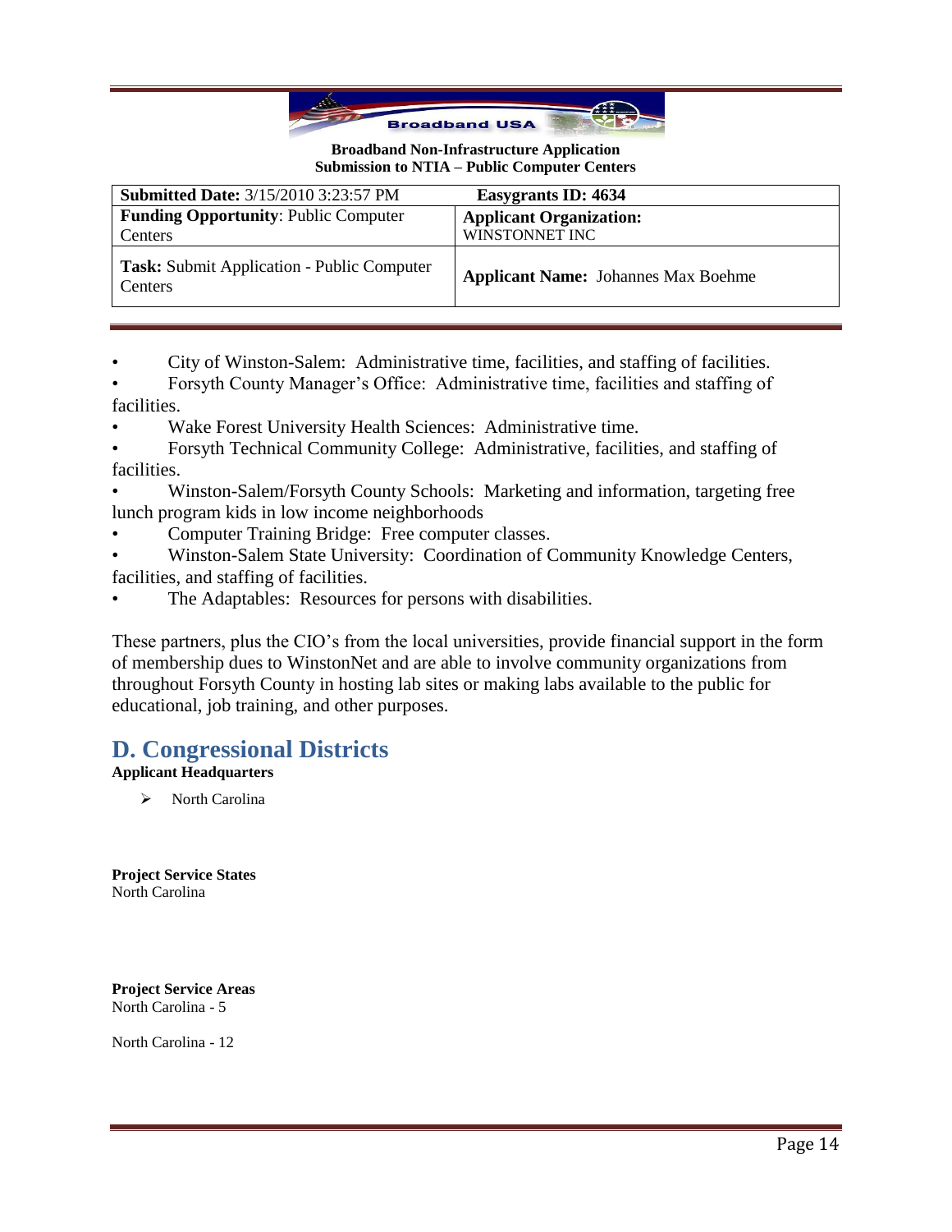- City of Winston-Salem: Administrative time, facilities, and staffing of facilities.
- Forsyth County Manager's Office: Administrative time, facilities and staffing of facilities.
- Wake Forest University Health Sciences: Administrative time.
- Forsyth Technical Community College: Administrative, facilities, and staffing of facilities.
- Winston-Salem/Forsyth County Schools: Marketing and information, targeting free lunch program kids in low income neighborhoods
- Computer Training Bridge: Free computer classes.
- Winston-Salem State University: Coordination of Community Knowledge Centers, facilities, and staffing of facilities.
- The Adaptables: Resources for persons with disabilities.

These partners, plus the CIO's from the local universities, provide financial support in the form of membership dues to WinstonNet and are able to involve community organizations from throughout Forsyth County in hosting lab sites or making labs available to the public for educational, job training, and other purposes.

## D. Congressional Districts

**Applicant Headquarters**

- North Carolina

**Project Service States**
North Carolina

**Project Service Areas**
North Carolina - 5

North Carolina - 12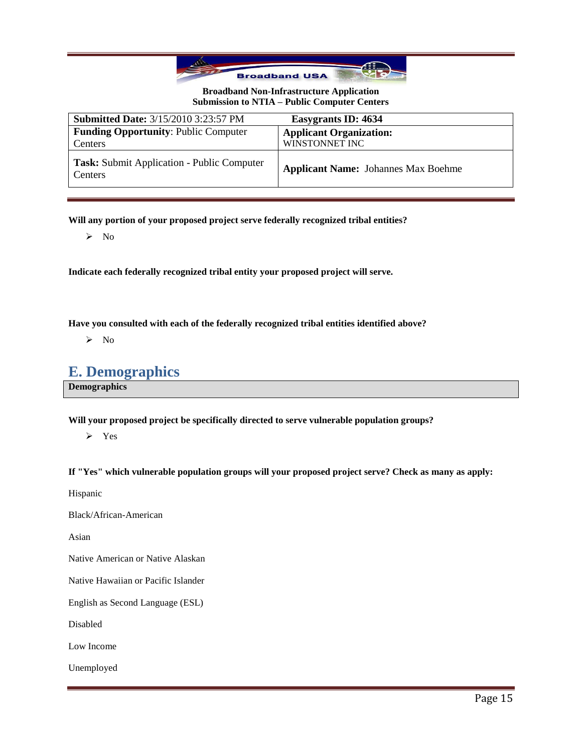**Broadband Non-Infrastructure Application**
**Submission to NTIA – Public Computer Centers**

| **Submitted Date:** 3/15/2010 3:23:57 PM | **Easygrants ID: 4634** |
|---|---|
| **Funding Opportunity**: Public Computer Centers | **Applicant Organization:** WINSTONNET INC |
| **Task:** Submit Application - Public Computer Centers | **Applicant Name:** Johannes Max Boehme |

**Will any portion of your proposed project serve federally recognized tribal entities?**

- No

**Indicate each federally recognized tribal entity your proposed project will serve.**

**Have you consulted with each of the federally recognized tribal entities identified above?**

- No

# E. Demographics

**Demographics**

**Will your proposed project be specifically directed to serve vulnerable population groups?**

- Yes

**If "Yes" which vulnerable population groups will your proposed project serve? Check as many as apply:**

Hispanic

Black/African-American

Asian

Native American or Native Alaskan

Native Hawaiian or Pacific Islander

English as Second Language (ESL)

Disabled

Low Income

Unemployed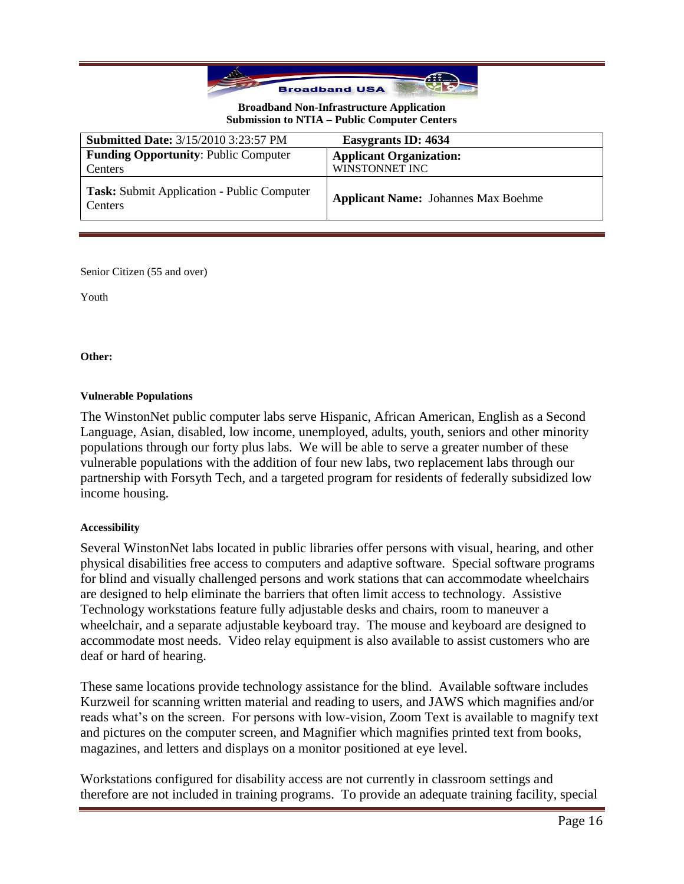Senior Citizen (55 and over)

Youth

**Other:**

#### Vulnerable Populations

The WinstonNet public computer labs serve Hispanic, African American, English as a Second Language, Asian, disabled, low income, unemployed, adults, youth, seniors and other minority populations through our forty plus labs. We will be able to serve a greater number of these vulnerable populations with the addition of four new labs, two replacement labs through our partnership with Forsyth Tech, and a targeted program for residents of federally subsidized low income housing.

#### Accessibility

Several WinstonNet labs located in public libraries offer persons with visual, hearing, and other physical disabilities free access to computers and adaptive software. Special software programs for blind and visually challenged persons and work stations that can accommodate wheelchairs are designed to help eliminate the barriers that often limit access to technology. Assistive Technology workstations feature fully adjustable desks and chairs, room to maneuver a wheelchair, and a separate adjustable keyboard tray. The mouse and keyboard are designed to accommodate most needs. Video relay equipment is also available to assist customers who are deaf or hard of hearing.

These same locations provide technology assistance for the blind. Available software includes Kurzweil for scanning written material and reading to users, and JAWS which magnifies and/or reads what's on the screen. For persons with low-vision, Zoom Text is available to magnify text and pictures on the computer screen, and Magnifier which magnifies printed text from books, magazines, and letters and displays on a monitor positioned at eye level.

Workstations configured for disability access are not currently in classroom settings and therefore are not included in training programs. To provide an adequate training facility, special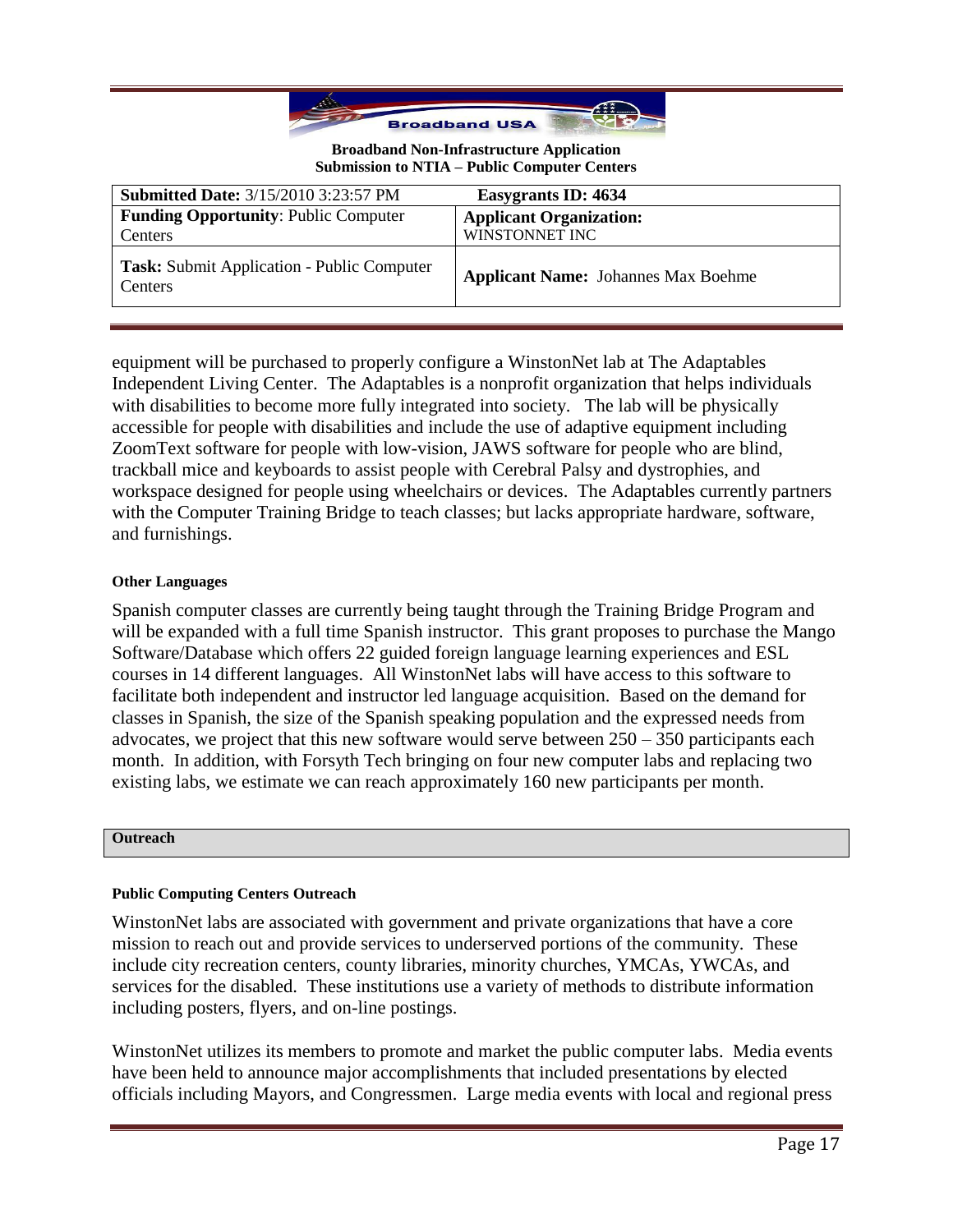equipment will be purchased to properly configure a WinstonNet lab at The Adaptables Independent Living Center. The Adaptables is a nonprofit organization that helps individuals with disabilities to become more fully integrated into society. The lab will be physically accessible for people with disabilities and include the use of adaptive equipment including ZoomText software for people with low-vision, JAWS software for people who are blind, trackball mice and keyboards to assist people with Cerebral Palsy and dystrophies, and workspace designed for people using wheelchairs or devices. The Adaptables currently partners with the Computer Training Bridge to teach classes; but lacks appropriate hardware, software, and furnishings.

#### Other Languages

Spanish computer classes are currently being taught through the Training Bridge Program and will be expanded with a full time Spanish instructor. This grant proposes to purchase the Mango Software/Database which offers 22 guided foreign language learning experiences and ESL courses in 14 different languages. All WinstonNet labs will have access to this software to facilitate both independent and instructor led language acquisition. Based on the demand for classes in Spanish, the size of the Spanish speaking population and the expressed needs from advocates, we project that this new software would serve between 250 – 350 participants each month. In addition, with Forsyth Tech bringing on four new computer labs and replacing two existing labs, we estimate we can reach approximately 160 new participants per month.

### Outreach

#### Public Computing Centers Outreach

WinstonNet labs are associated with government and private organizations that have a core mission to reach out and provide services to underserved portions of the community. These include city recreation centers, county libraries, minority churches, YMCAs, YWCAs, and services for the disabled. These institutions use a variety of methods to distribute information including posters, flyers, and on-line postings.

WinstonNet utilizes its members to promote and market the public computer labs. Media events have been held to announce major accomplishments that included presentations by elected officials including Mayors, and Congressmen. Large media events with local and regional press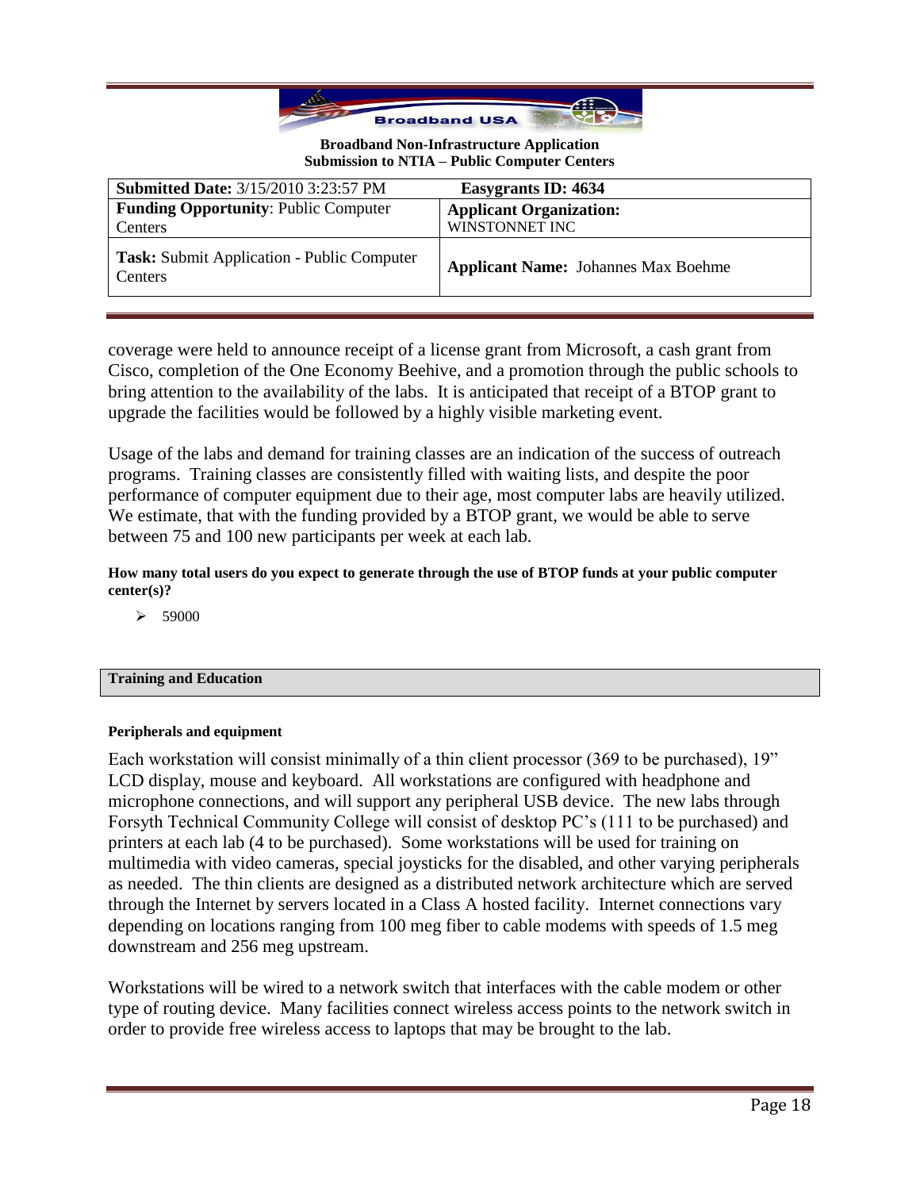coverage were held to announce receipt of a license grant from Microsoft, a cash grant from Cisco, completion of the One Economy Beehive, and a promotion through the public schools to bring attention to the availability of the labs. It is anticipated that receipt of a BTOP grant to upgrade the facilities would be followed by a highly visible marketing event.

Usage of the labs and demand for training classes are an indication of the success of outreach programs. Training classes are consistently filled with waiting lists, and despite the poor performance of computer equipment due to their age, most computer labs are heavily utilized. We estimate, that with the funding provided by a BTOP grant, we would be able to serve between 75 and 100 new participants per week at each lab.

**How many total users do you expect to generate through the use of BTOP funds at your public computer center(s)?**

- 59000

## Training and Education

**Peripherals and equipment**

Each workstation will consist minimally of a thin client processor (369 to be purchased), 19" LCD display, mouse and keyboard. All workstations are configured with headphone and microphone connections, and will support any peripheral USB device. The new labs through Forsyth Technical Community College will consist of desktop PC's (111 to be purchased) and printers at each lab (4 to be purchased). Some workstations will be used for training on multimedia with video cameras, special joysticks for the disabled, and other varying peripherals as needed. The thin clients are designed as a distributed network architecture which are served through the Internet by servers located in a Class A hosted facility. Internet connections vary depending on locations ranging from 100 meg fiber to cable modems with speeds of 1.5 meg downstream and 256 meg upstream.

Workstations will be wired to a network switch that interfaces with the cable modem or other type of routing device. Many facilities connect wireless access points to the network switch in order to provide free wireless access to laptops that may be brought to the lab.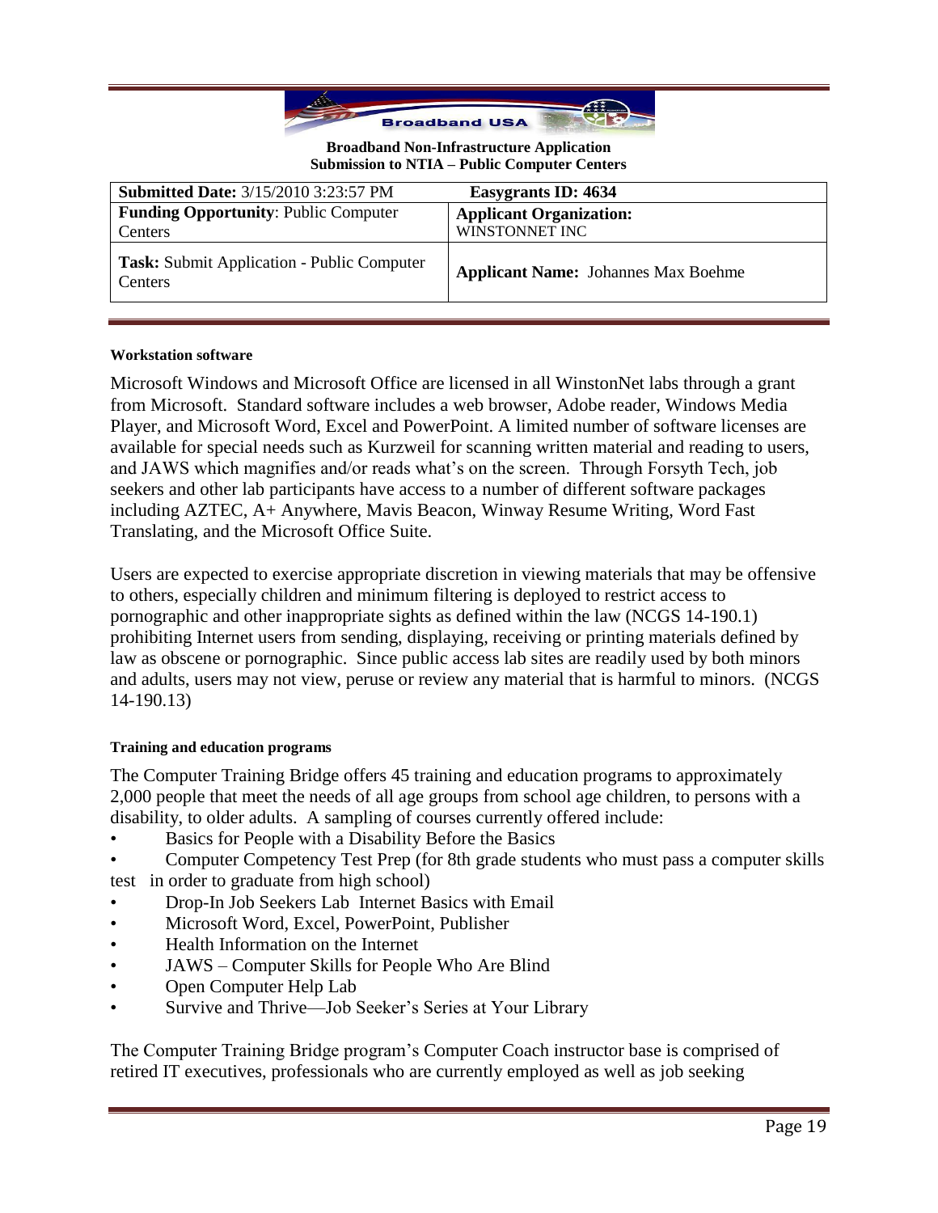#### Workstation software

Microsoft Windows and Microsoft Office are licensed in all WinstonNet labs through a grant from Microsoft. Standard software includes a web browser, Adobe reader, Windows Media Player, and Microsoft Word, Excel and PowerPoint. A limited number of software licenses are available for special needs such as Kurzweil for scanning written material and reading to users, and JAWS which magnifies and/or reads what's on the screen. Through Forsyth Tech, job seekers and other lab participants have access to a number of different software packages including AZTEC, A+ Anywhere, Mavis Beacon, Winway Resume Writing, Word Fast Translating, and the Microsoft Office Suite.

Users are expected to exercise appropriate discretion in viewing materials that may be offensive to others, especially children and minimum filtering is deployed to restrict access to pornographic and other inappropriate sights as defined within the law (NCGS 14-190.1) prohibiting Internet users from sending, displaying, receiving or printing materials defined by law as obscene or pornographic. Since public access lab sites are readily used by both minors and adults, users may not view, peruse or review any material that is harmful to minors. (NCGS 14-190.13)

#### Training and education programs

The Computer Training Bridge offers 45 training and education programs to approximately 2,000 people that meet the needs of all age groups from school age children, to persons with a disability, to older adults. A sampling of courses currently offered include:

- Basics for People with a Disability Before the Basics
- Computer Competency Test Prep (for 8th grade students who must pass a computer skills test in order to graduate from high school)
- Drop-In Job Seekers Lab Internet Basics with Email
- Microsoft Word, Excel, PowerPoint, Publisher
- Health Information on the Internet
- JAWS – Computer Skills for People Who Are Blind
- Open Computer Help Lab
- Survive and Thrive—Job Seeker's Series at Your Library

The Computer Training Bridge program's Computer Coach instructor base is comprised of retired IT executives, professionals who are currently employed as well as job seeking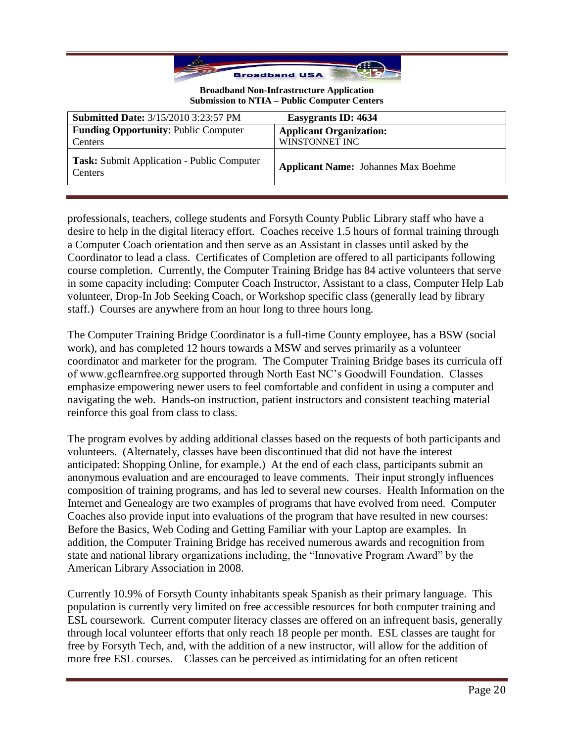professionals, teachers, college students and Forsyth County Public Library staff who have a desire to help in the digital literacy effort. Coaches receive 1.5 hours of formal training through a Computer Coach orientation and then serve as an Assistant in classes until asked by the Coordinator to lead a class. Certificates of Completion are offered to all participants following course completion. Currently, the Computer Training Bridge has 84 active volunteers that serve in some capacity including: Computer Coach Instructor, Assistant to a class, Computer Help Lab volunteer, Drop-In Job Seeking Coach, or Workshop specific class (generally lead by library staff.) Courses are anywhere from an hour long to three hours long.

The Computer Training Bridge Coordinator is a full-time County employee, has a BSW (social work), and has completed 12 hours towards a MSW and serves primarily as a volunteer coordinator and marketer for the program. The Computer Training Bridge bases its curricula off of www.gcflearnfree.org supported through North East NC's Goodwill Foundation. Classes emphasize empowering newer users to feel comfortable and confident in using a computer and navigating the web. Hands-on instruction, patient instructors and consistent teaching material reinforce this goal from class to class.

The program evolves by adding additional classes based on the requests of both participants and volunteers. (Alternately, classes have been discontinued that did not have the interest anticipated: Shopping Online, for example.) At the end of each class, participants submit an anonymous evaluation and are encouraged to leave comments. Their input strongly influences composition of training programs, and has led to several new courses. Health Information on the Internet and Genealogy are two examples of programs that have evolved from need. Computer Coaches also provide input into evaluations of the program that have resulted in new courses: Before the Basics, Web Coding and Getting Familiar with your Laptop are examples. In addition, the Computer Training Bridge has received numerous awards and recognition from state and national library organizations including, the "Innovative Program Award" by the American Library Association in 2008.

Currently 10.9% of Forsyth County inhabitants speak Spanish as their primary language. This population is currently very limited on free accessible resources for both computer training and ESL coursework. Current computer literacy classes are offered on an infrequent basis, generally through local volunteer efforts that only reach 18 people per month. ESL classes are taught for free by Forsyth Tech, and, with the addition of a new instructor, will allow for the addition of more free ESL courses. Classes can be perceived as intimidating for an often reticent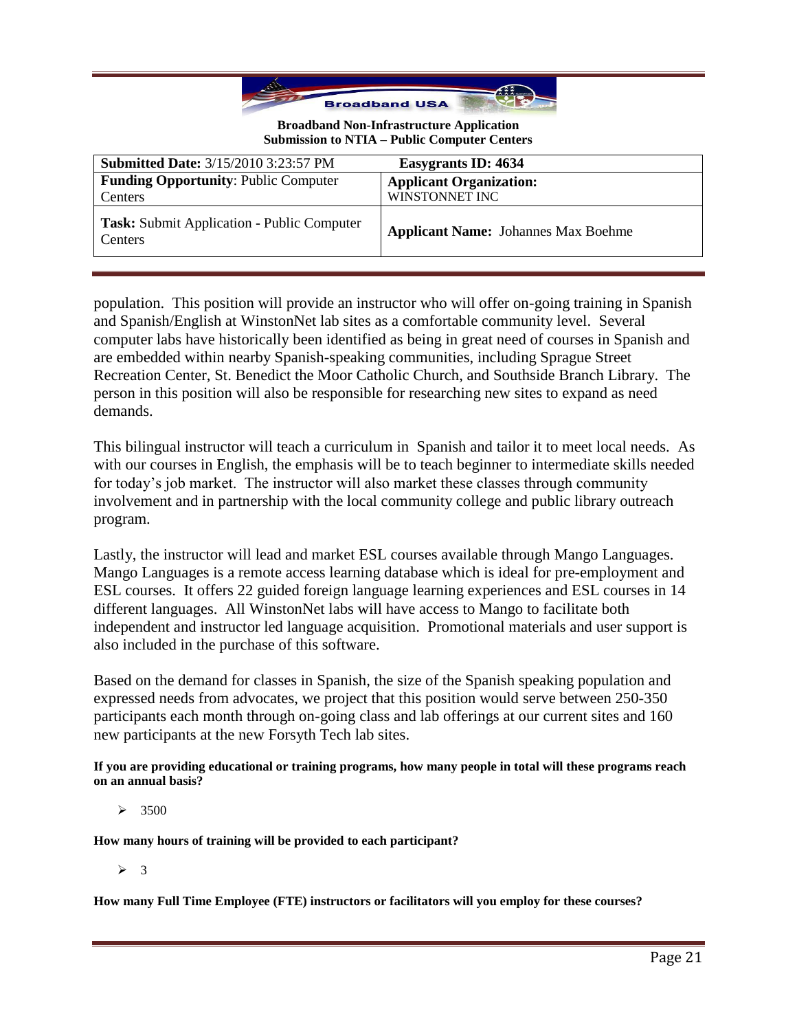population. This position will provide an instructor who will offer on-going training in Spanish and Spanish/English at WinstonNet lab sites as a comfortable community level. Several computer labs have historically been identified as being in great need of courses in Spanish and are embedded within nearby Spanish-speaking communities, including Sprague Street Recreation Center, St. Benedict the Moor Catholic Church, and Southside Branch Library. The person in this position will also be responsible for researching new sites to expand as need demands.

This bilingual instructor will teach a curriculum in Spanish and tailor it to meet local needs. As with our courses in English, the emphasis will be to teach beginner to intermediate skills needed for today's job market. The instructor will also market these classes through community involvement and in partnership with the local community college and public library outreach program.

Lastly, the instructor will lead and market ESL courses available through Mango Languages. Mango Languages is a remote access learning database which is ideal for pre-employment and ESL courses. It offers 22 guided foreign language learning experiences and ESL courses in 14 different languages. All WinstonNet labs will have access to Mango to facilitate both independent and instructor led language acquisition. Promotional materials and user support is also included in the purchase of this software.

Based on the demand for classes in Spanish, the size of the Spanish speaking population and expressed needs from advocates, we project that this position would serve between 250-350 participants each month through on-going class and lab offerings at our current sites and 160 new participants at the new Forsyth Tech lab sites.

**If you are providing educational or training programs, how many people in total will these programs reach on an annual basis?**

- 3500

**How many hours of training will be provided to each participant?**

- 3

**How many Full Time Employee (FTE) instructors or facilitators will you employ for these courses?**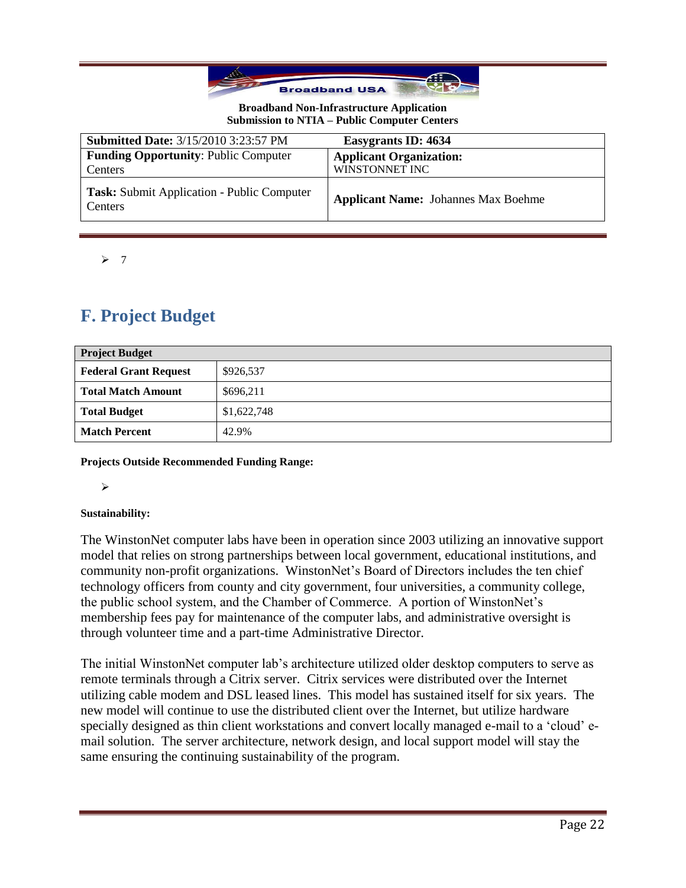| **Submitted Date:** 3/15/2010 3:23:57 PM | **Easygrants ID: 4634** |
|---|---|
| **Funding Opportunity**: Public Computer Centers | **Applicant Organization:** WINSTONNET INC |
| **Task:** Submit Application - Public Computer Centers | **Applicant Name:** Johannes Max Boehme |

- 7

## F. Project Budget

| **Project Budget** | |
|---|---|
| **Federal Grant Request** | $926,537 |
| **Total Match Amount** | $696,211 |
| **Total Budget** | $1,622,748 |
| **Match Percent** | 42.9% |

**Projects Outside Recommended Funding Range:**

- 

**Sustainability:**

The WinstonNet computer labs have been in operation since 2003 utilizing an innovative support model that relies on strong partnerships between local government, educational institutions, and community non-profit organizations. WinstonNet's Board of Directors includes the ten chief technology officers from county and city government, four universities, a community college, the public school system, and the Chamber of Commerce. A portion of WinstonNet's membership fees pay for maintenance of the computer labs, and administrative oversight is through volunteer time and a part-time Administrative Director.

The initial WinstonNet computer lab's architecture utilized older desktop computers to serve as remote terminals through a Citrix server. Citrix services were distributed over the Internet utilizing cable modem and DSL leased lines. This model has sustained itself for six years. The new model will continue to use the distributed client over the Internet, but utilize hardware specially designed as thin client workstations and convert locally managed e-mail to a 'cloud' e-mail solution. The server architecture, network design, and local support model will stay the same ensuring the continuing sustainability of the program.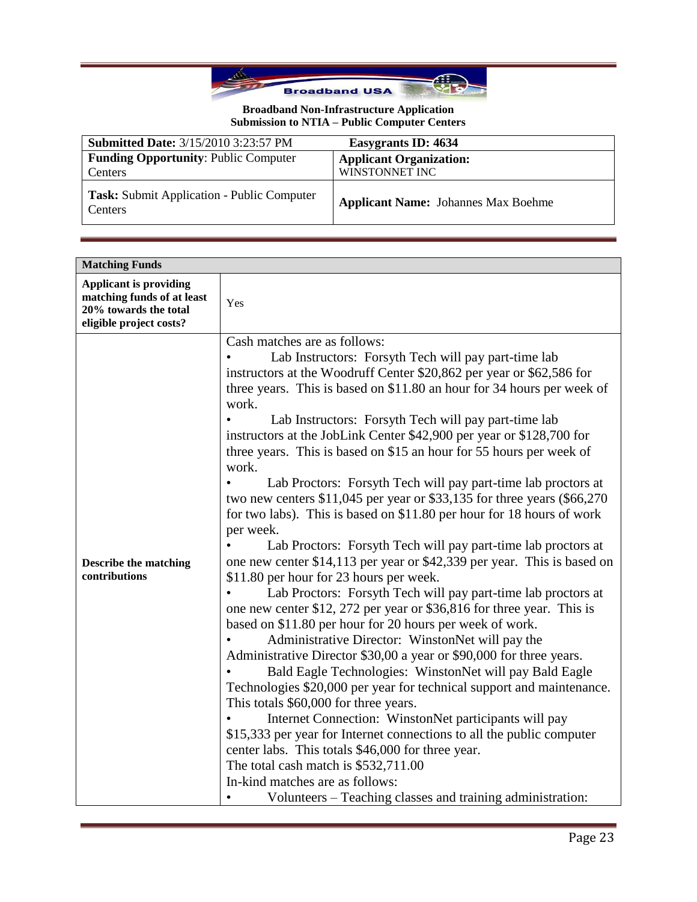**Broadband Non-Infrastructure Application**
**Submission to NTIA – Public Computer Centers**

| **Submitted Date:** 3/15/2010 3:23:57 PM | **Easygrants ID: 4634** |
|---|---|
| **Funding Opportunity**: Public Computer Centers | **Applicant Organization:** WINSTONNET INC |
| **Task:** Submit Application - Public Computer Centers | **Applicant Name:** Johannes Max Boehme |

| **Matching Funds** | |
|---|---|
| **Applicant is providing matching funds of at least 20% towards the total eligible project costs?** | Yes |
| **Describe the matching contributions** | Cash matches are as follows:<br>• Lab Instructors: Forsyth Tech will pay part-time lab instructors at the Woodruff Center $20,862 per year or $62,586 for three years. This is based on $11.80 an hour for 34 hours per week of work.<br>• Lab Instructors: Forsyth Tech will pay part-time lab instructors at the JobLink Center $42,900 per year or $128,700 for three years. This is based on $15 an hour for 55 hours per week of work.<br>• Lab Proctors: Forsyth Tech will pay part-time lab proctors at two new centers $11,045 per year or $33,135 for three years ($66,270 for two labs). This is based on $11.80 per hour for 18 hours of work per week.<br>• Lab Proctors: Forsyth Tech will pay part-time lab proctors at one new center $14,113 per year or $42,339 per year. This is based on $11.80 per hour for 23 hours per week.<br>• Lab Proctors: Forsyth Tech will pay part-time lab proctors at one new center $12, 272 per year or $36,816 for three year. This is based on $11.80 per hour for 20 hours per week of work.<br>• Administrative Director: WinstonNet will pay the Administrative Director $30,00 a year or $90,000 for three years.<br>• Bald Eagle Technologies: WinstonNet will pay Bald Eagle Technologies $20,000 per year for technical support and maintenance. This totals $60,000 for three years.<br>• Internet Connection: WinstonNet participants will pay $15,333 per year for Internet connections to all the public computer center labs. This totals $46,000 for three year.<br>The total cash match is $532,711.00<br>In-kind matches are as follows:<br>• Volunteers – Teaching classes and training administration: |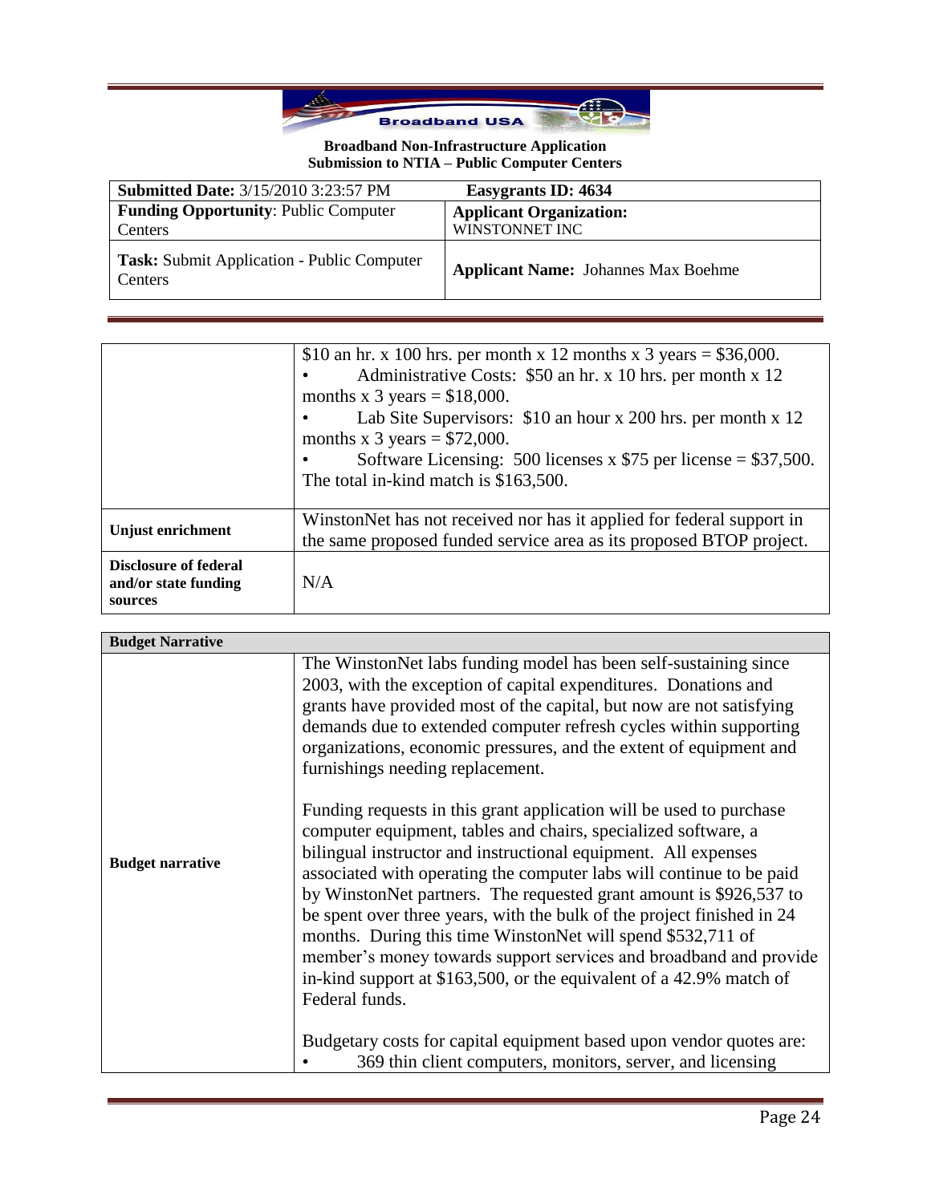**Broadband Non-Infrastructure Application**
**Submission to NTIA – Public Computer Centers**

| **Submitted Date:** 3/15/2010 3:23:57 PM | **Easygrants ID: 4634** |
|---|---|
| **Funding Opportunity**: Public Computer Centers | **Applicant Organization:** WINSTONNET INC |
| **Task:** Submit Application - Public Computer Centers | **Applicant Name:** Johannes Max Boehme |

| | |
|---|---|
| | \$10 an hr. x 100 hrs. per month x 12 months x 3 years = \$36,000.<br>• Administrative Costs: \$50 an hr. x 10 hrs. per month x 12 months x 3 years = \$18,000.<br>• Lab Site Supervisors: \$10 an hour x 200 hrs. per month x 12 months x 3 years = \$72,000.<br>• Software Licensing: 500 licenses x \$75 per license = \$37,500.<br>The total in-kind match is \$163,500. |
| **Unjust enrichment** | WinstonNet has not received nor has it applied for federal support in the same proposed funded service area as its proposed BTOP project. |
| **Disclosure of federal and/or state funding sources** | N/A |

| **Budget Narrative** | |
|---|---|
| **Budget narrative** | The WinstonNet labs funding model has been self-sustaining since 2003, with the exception of capital expenditures. Donations and grants have provided most of the capital, but now are not satisfying demands due to extended computer refresh cycles within supporting organizations, economic pressures, and the extent of equipment and furnishings needing replacement.<br><br>Funding requests in this grant application will be used to purchase computer equipment, tables and chairs, specialized software, a bilingual instructor and instructional equipment. All expenses associated with operating the computer labs will continue to be paid by WinstonNet partners. The requested grant amount is \$926,537 to be spent over three years, with the bulk of the project finished in 24 months. During this time WinstonNet will spend \$532,711 of member's money towards support services and broadband and provide in-kind support at \$163,500, or the equivalent of a 42.9% match of Federal funds.<br><br>Budgetary costs for capital equipment based upon vendor quotes are:<br>• 369 thin client computers, monitors, server, and licensing |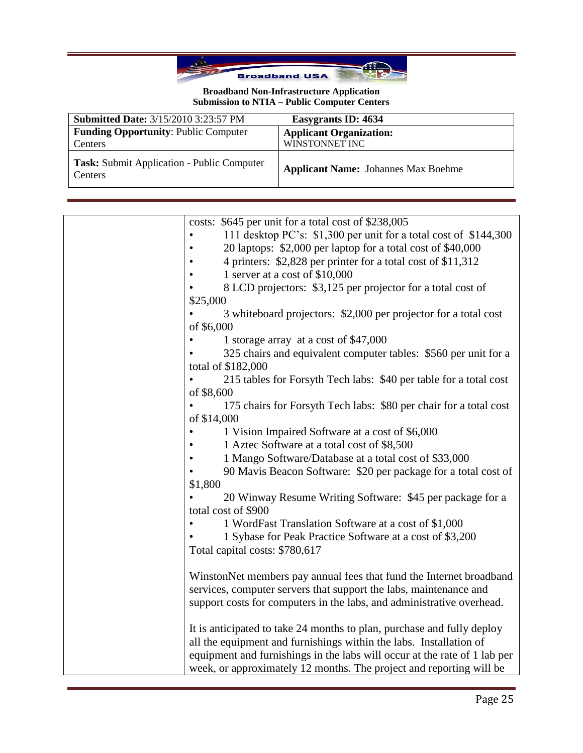**Broadband Non-Infrastructure Application**
**Submission to NTIA – Public Computer Centers**

| **Submitted Date:** 3/15/2010 3:23:57 PM | **Easygrants ID: 4634** |
|---|---|
| **Funding Opportunity**: Public Computer Centers | **Applicant Organization:** WINSTONNET INC |
| **Task:** Submit Application - Public Computer Centers | **Applicant Name:** Johannes Max Boehme |

| | |
|---|---|
| | costs: $645 per unit for a total cost of $238,005<br>• 111 desktop PC's: $1,300 per unit for a total cost of $144,300<br>• 20 laptops: $2,000 per laptop for a total cost of $40,000<br>• 4 printers: $2,828 per printer for a total cost of $11,312<br>• 1 server at a cost of $10,000<br>• 8 LCD projectors: $3,125 per projector for a total cost of $25,000<br>• 3 whiteboard projectors: $2,000 per projector for a total cost of $6,000<br>• 1 storage array at a cost of $47,000<br>• 325 chairs and equivalent computer tables: $560 per unit for a total of $182,000<br>• 215 tables for Forsyth Tech labs: $40 per table for a total cost of $8,600<br>• 175 chairs for Forsyth Tech labs: $80 per chair for a total cost of $14,000<br>• 1 Vision Impaired Software at a cost of $6,000<br>• 1 Aztec Software at a total cost of $8,500<br>• 1 Mango Software/Database at a total cost of $33,000<br>• 90 Mavis Beacon Software: $20 per package for a total cost of $1,800<br>• 20 Winway Resume Writing Software: $45 per package for a total cost of $900<br>• 1 WordFast Translation Software at a cost of $1,000<br>• 1 Sybase for Peak Practice Software at a cost of $3,200<br>Total capital costs: $780,617<br><br>WinstonNet members pay annual fees that fund the Internet broadband services, computer servers that support the labs, maintenance and support costs for computers in the labs, and administrative overhead.<br><br>It is anticipated to take 24 months to plan, purchase and fully deploy all the equipment and furnishings within the labs. Installation of equipment and furnishings in the labs will occur at the rate of 1 lab per week, or approximately 12 months. The project and reporting will be |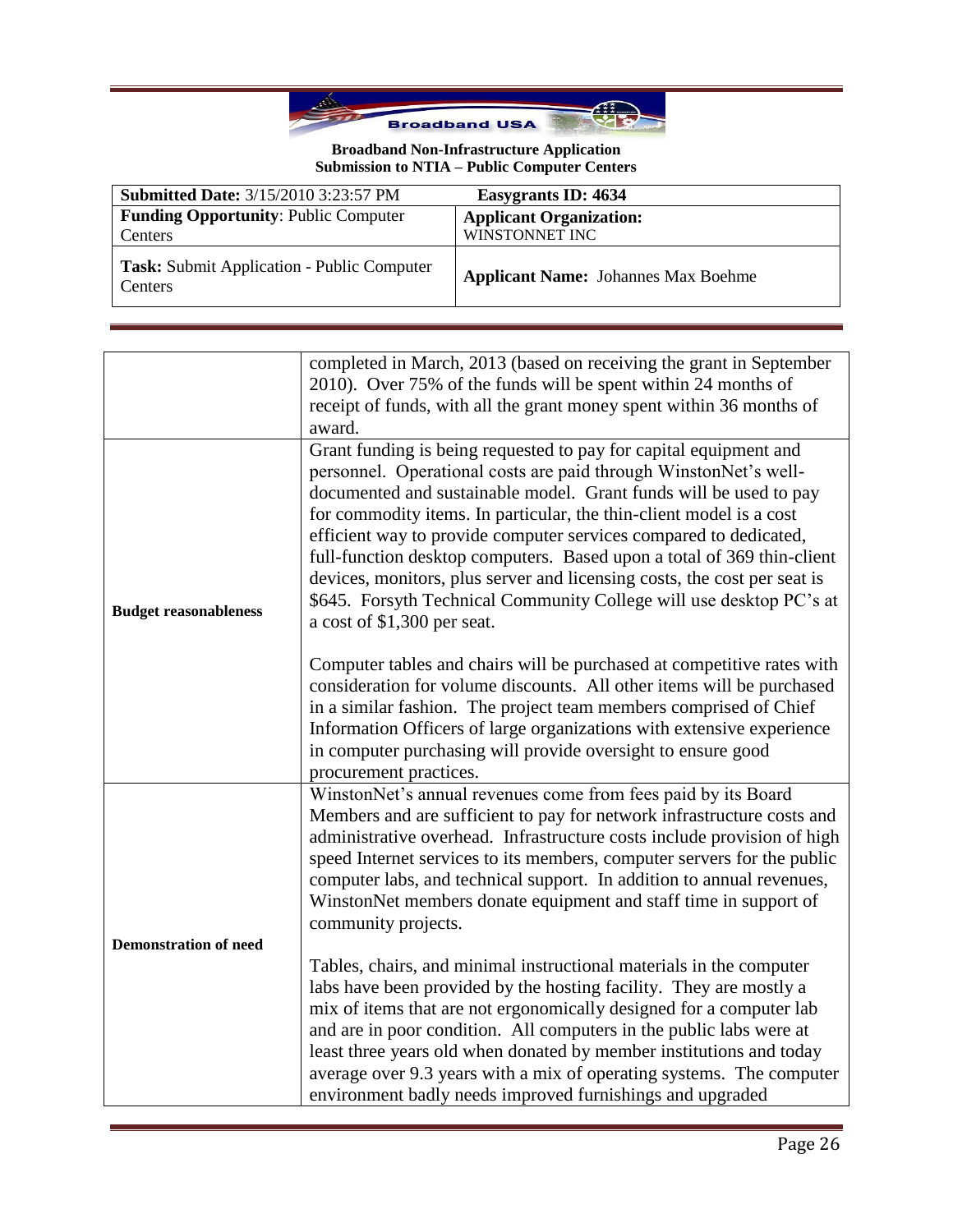| | |
|---|---|
| | completed in March, 2013 (based on receiving the grant in September 2010). Over 75% of the funds will be spent within 24 months of receipt of funds, with all the grant money spent within 36 months of award. |
| **Budget reasonableness** | Grant funding is being requested to pay for capital equipment and personnel. Operational costs are paid through WinstonNet's well-documented and sustainable model. Grant funds will be used to pay for commodity items. In particular, the thin-client model is a cost efficient way to provide computer services compared to dedicated, full-function desktop computers. Based upon a total of 369 thin-client devices, monitors, plus server and licensing costs, the cost per seat is \$645. Forsyth Technical Community College will use desktop PC's at a cost of \$1,300 per seat.<br><br>Computer tables and chairs will be purchased at competitive rates with consideration for volume discounts. All other items will be purchased in a similar fashion. The project team members comprised of Chief Information Officers of large organizations with extensive experience in computer purchasing will provide oversight to ensure good procurement practices. |
| **Demonstration of need** | WinstonNet's annual revenues come from fees paid by its Board Members and are sufficient to pay for network infrastructure costs and administrative overhead. Infrastructure costs include provision of high speed Internet services to its members, computer servers for the public computer labs, and technical support. In addition to annual revenues, WinstonNet members donate equipment and staff time in support of community projects.<br><br>Tables, chairs, and minimal instructional materials in the computer labs have been provided by the hosting facility. They are mostly a mix of items that are not ergonomically designed for a computer lab and are in poor condition. All computers in the public labs were at least three years old when donated by member institutions and today average over 9.3 years with a mix of operating systems. The computer environment badly needs improved furnishings and upgraded |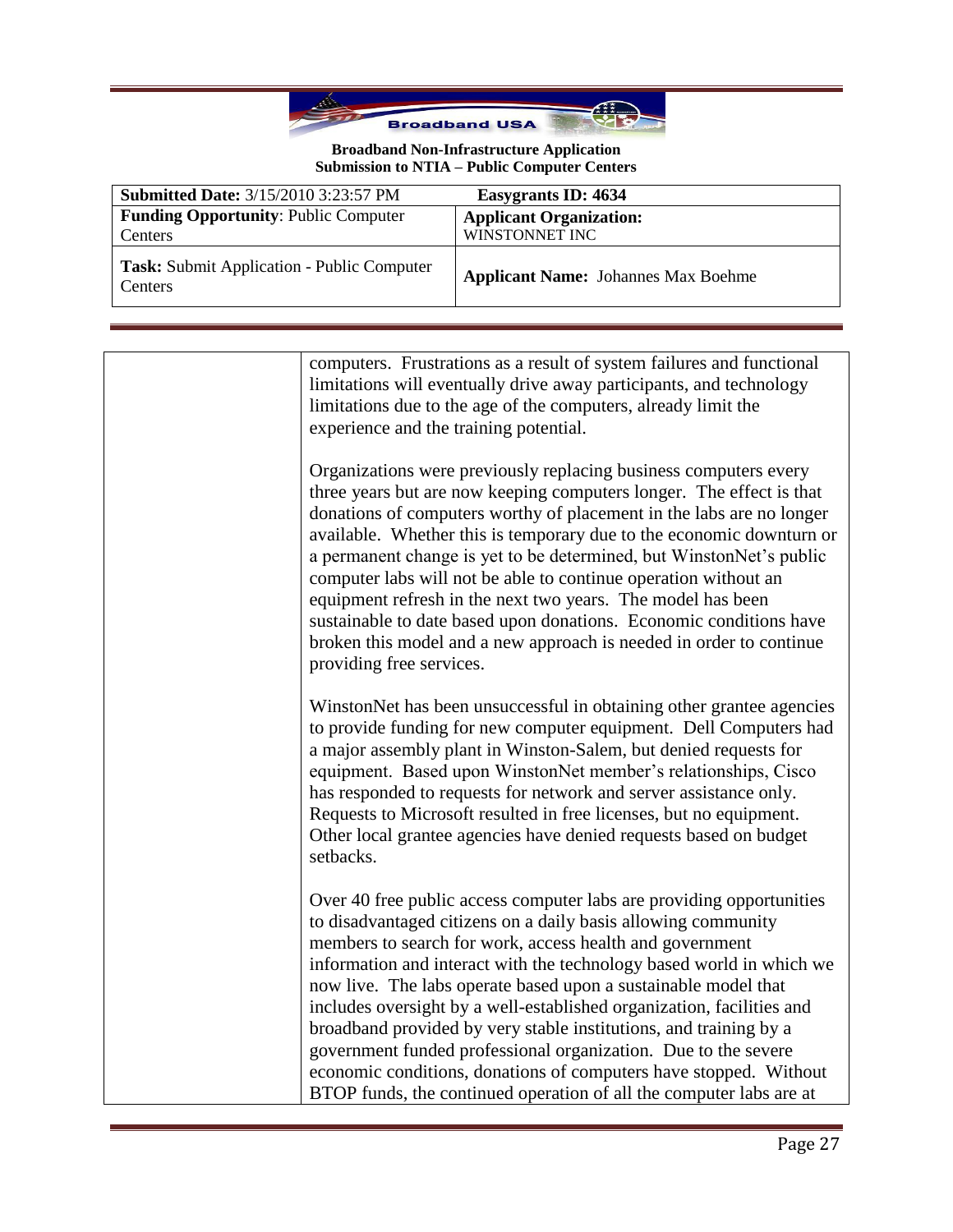| | |
|---|---|
| | computers. Frustrations as a result of system failures and functional limitations will eventually drive away participants, and technology limitations due to the age of the computers, already limit the experience and the training potential.<br><br>Organizations were previously replacing business computers every three years but are now keeping computers longer. The effect is that donations of computers worthy of placement in the labs are no longer available. Whether this is temporary due to the economic downturn or a permanent change is yet to be determined, but WinstonNet's public computer labs will not be able to continue operation without an equipment refresh in the next two years. The model has been sustainable to date based upon donations. Economic conditions have broken this model and a new approach is needed in order to continue providing free services.<br><br>WinstonNet has been unsuccessful in obtaining other grantee agencies to provide funding for new computer equipment. Dell Computers had a major assembly plant in Winston-Salem, but denied requests for equipment. Based upon WinstonNet member's relationships, Cisco has responded to requests for network and server assistance only. Requests to Microsoft resulted in free licenses, but no equipment. Other local grantee agencies have denied requests based on budget setbacks.<br><br>Over 40 free public access computer labs are providing opportunities to disadvantaged citizens on a daily basis allowing community members to search for work, access health and government information and interact with the technology based world in which we now live. The labs operate based upon a sustainable model that includes oversight by a well-established organization, facilities and broadband provided by very stable institutions, and training by a government funded professional organization. Due to the severe economic conditions, donations of computers have stopped. Without BTOP funds, the continued operation of all the computer labs are at |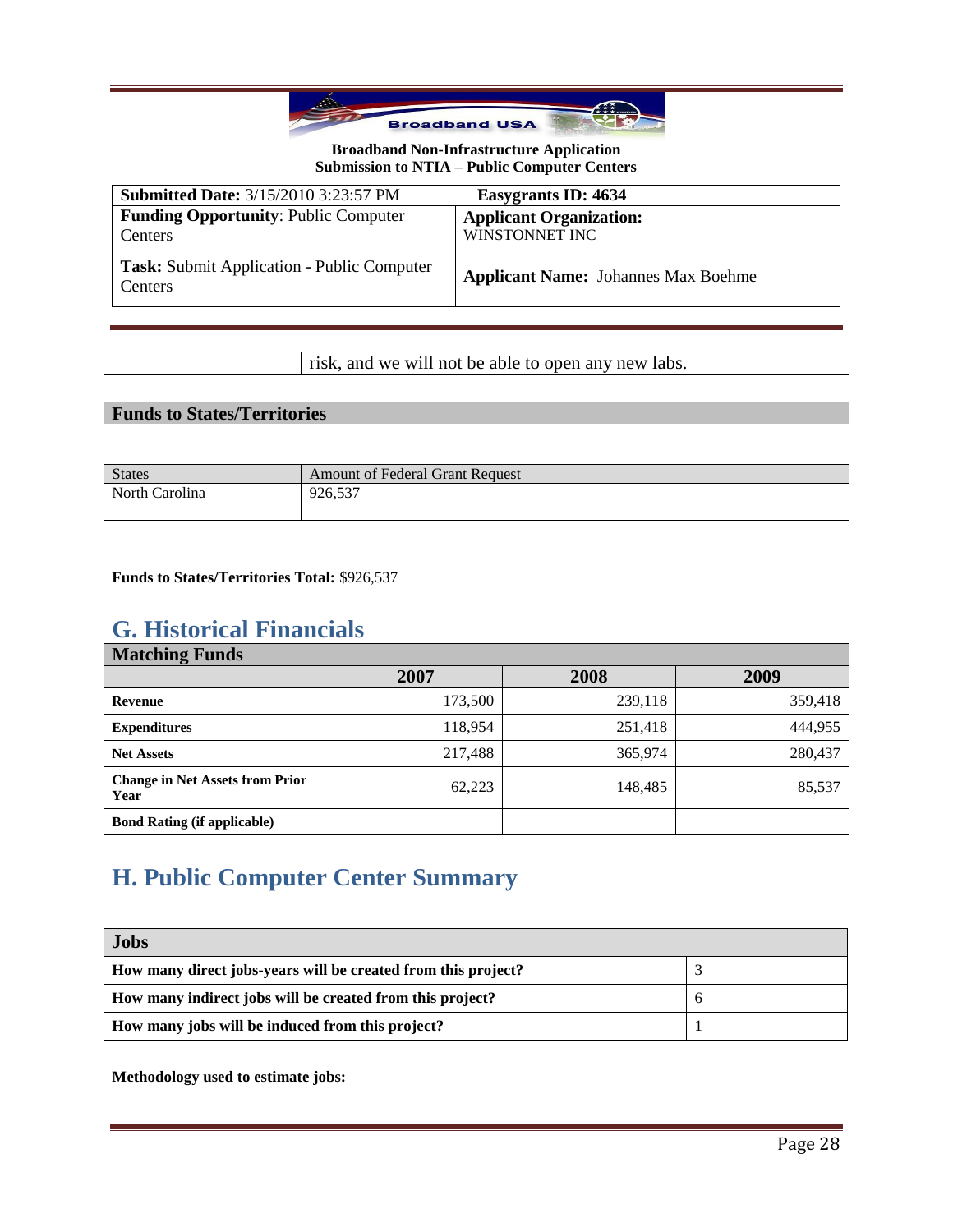| | risk, and we will not be able to open any new labs. |
|---|---|

**Funds to States/Territories**

| States | Amount of Federal Grant Request |
|---|---|
| North Carolina | 926,537 |

**Funds to States/Territories Total:** $926,537

## G. Historical Financials

| Matching Funds | | | |
|---|---|---|---|
| | 2007 | 2008 | 2009 |
| **Revenue** | 173,500 | 239,118 | 359,418 |
| **Expenditures** | 118,954 | 251,418 | 444,955 |
| **Net Assets** | 217,488 | 365,974 | 280,437 |
| **Change in Net Assets from Prior Year** | 62,223 | 148,485 | 85,537 |
| **Bond Rating (if applicable)** | | | |

## H. Public Computer Center Summary

| Jobs | |
|---|---|
| **How many direct jobs-years will be created from this project?** | 3 |
| **How many indirect jobs will be created from this project?** | 6 |
| **How many jobs will be induced from this project?** | 1 |

**Methodology used to estimate jobs:**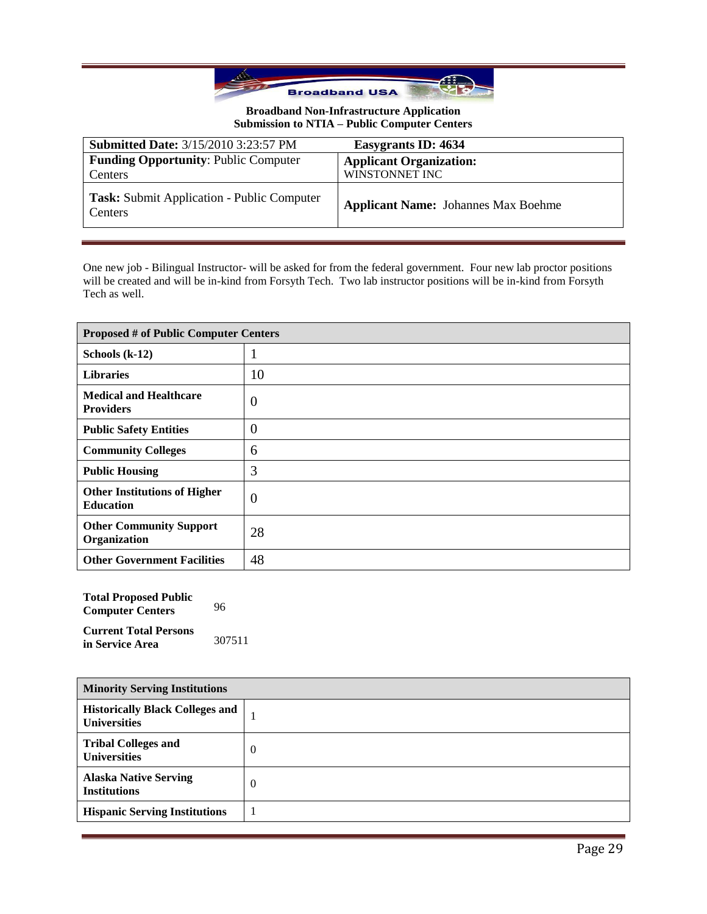**Broadband Non-Infrastructure Application**
**Submission to NTIA – Public Computer Centers**

| **Submitted Date:** 3/15/2010 3:23:57 PM | **Easygrants ID: 4634** |
|---|---|
| **Funding Opportunity**: Public Computer Centers | **Applicant Organization:** WINSTONNET INC |
| **Task:** Submit Application - Public Computer Centers | **Applicant Name:** Johannes Max Boehme |

One new job - Bilingual Instructor- will be asked for from the federal government. Four new lab proctor positions will be created and will be in-kind from Forsyth Tech. Two lab instructor positions will be in-kind from Forsyth Tech as well.

| **Proposed # of Public Computer Centers** | |
|---|---|
| **Schools (k-12)** | 1 |
| **Libraries** | 10 |
| **Medical and Healthcare Providers** | 0 |
| **Public Safety Entities** | 0 |
| **Community Colleges** | 6 |
| **Public Housing** | 3 |
| **Other Institutions of Higher Education** | 0 |
| **Other Community Support Organization** | 28 |
| **Other Government Facilities** | 48 |

| | |
|---|---|
| **Total Proposed Public Computer Centers** | 96 |
| **Current Total Persons in Service Area** | 307511 |

| **Minority Serving Institutions** | |
|---|---|
| **Historically Black Colleges and Universities** | 1 |
| **Tribal Colleges and Universities** | 0 |
| **Alaska Native Serving Institutions** | 0 |
| **Hispanic Serving Institutions** | 1 |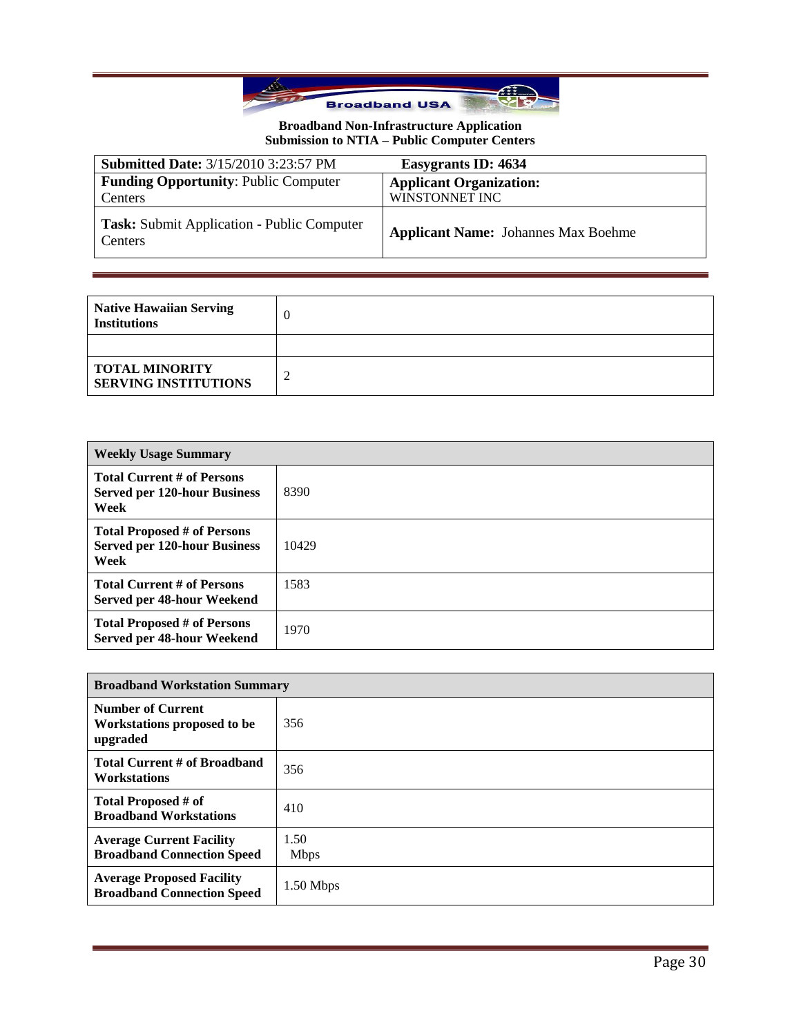**Broadband Non-Infrastructure Application**
**Submission to NTIA – Public Computer Centers**

| **Submitted Date:** 3/15/2010 3:23:57 PM | **Easygrants ID: 4634** |
|---|---|
| **Funding Opportunity**: Public Computer Centers | **Applicant Organization:** WINSTONNET INC |
| **Task:** Submit Application - Public Computer Centers | **Applicant Name:** Johannes Max Boehme |

| | |
|---|---|
| **Native Hawaiian Serving Institutions** | 0 |
| | |
| **TOTAL MINORITY SERVING INSTITUTIONS** | 2 |

| **Weekly Usage Summary** | |
|---|---|
| **Total Current # of Persons Served per 120-hour Business Week** | 8390 |
| **Total Proposed # of Persons Served per 120-hour Business Week** | 10429 |
| **Total Current # of Persons Served per 48-hour Weekend** | 1583 |
| **Total Proposed # of Persons Served per 48-hour Weekend** | 1970 |

| **Broadband Workstation Summary** | |
|---|---|
| **Number of Current Workstations proposed to be upgraded** | 356 |
| **Total Current # of Broadband Workstations** | 356 |
| **Total Proposed # of Broadband Workstations** | 410 |
| **Average Current Facility Broadband Connection Speed** | 1.50 Mbps |
| **Average Proposed Facility Broadband Connection Speed** | 1.50 Mbps |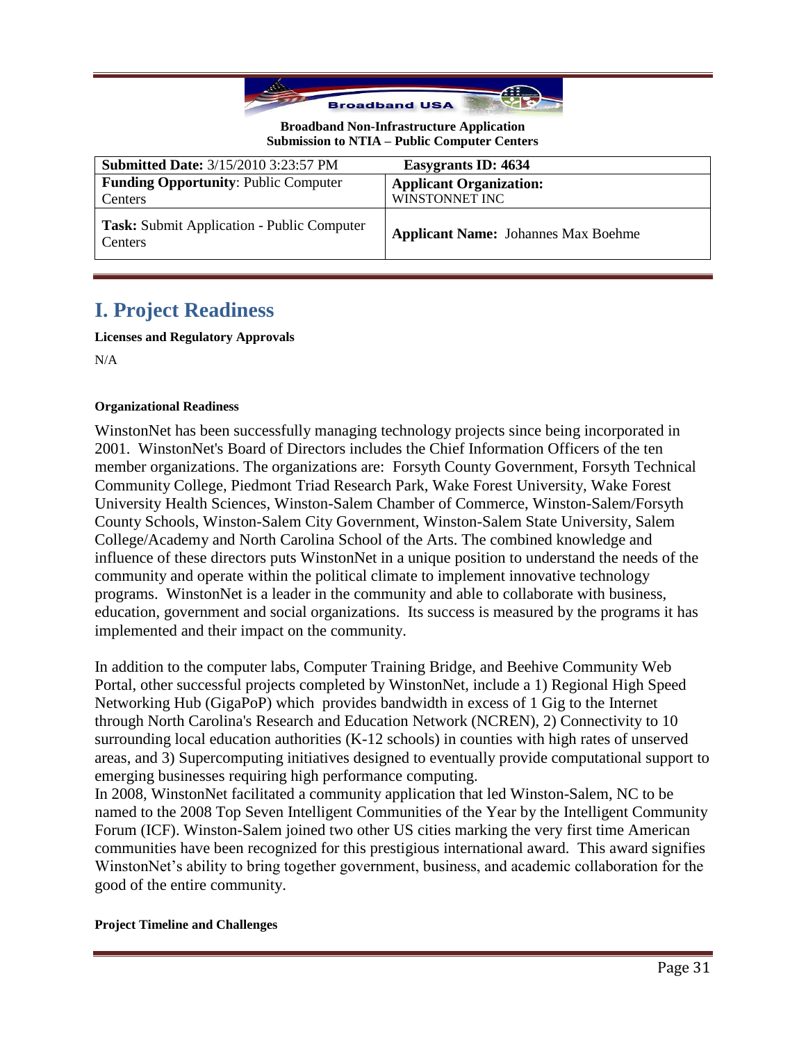**Broadband Non-Infrastructure Application**
**Submission to NTIA – Public Computer Centers**

| **Submitted Date:** 3/15/2010 3:23:57 PM | **Easygrants ID: 4634** |
|---|---|
| **Funding Opportunity**: Public Computer Centers | **Applicant Organization:** WINSTONNET INC |
| **Task:** Submit Application - Public Computer Centers | **Applicant Name:** Johannes Max Boehme |

# I. Project Readiness

**Licenses and Regulatory Approvals**

N/A

**Organizational Readiness**

WinstonNet has been successfully managing technology projects since being incorporated in 2001. WinstonNet's Board of Directors includes the Chief Information Officers of the ten member organizations. The organizations are: Forsyth County Government, Forsyth Technical Community College, Piedmont Triad Research Park, Wake Forest University, Wake Forest University Health Sciences, Winston-Salem Chamber of Commerce, Winston-Salem/Forsyth County Schools, Winston-Salem City Government, Winston-Salem State University, Salem College/Academy and North Carolina School of the Arts. The combined knowledge and influence of these directors puts WinstonNet in a unique position to understand the needs of the community and operate within the political climate to implement innovative technology programs. WinstonNet is a leader in the community and able to collaborate with business, education, government and social organizations. Its success is measured by the programs it has implemented and their impact on the community.

In addition to the computer labs, Computer Training Bridge, and Beehive Community Web Portal, other successful projects completed by WinstonNet, include a 1) Regional High Speed Networking Hub (GigaPoP) which provides bandwidth in excess of 1 Gig to the Internet through North Carolina's Research and Education Network (NCREN), 2) Connectivity to 10 surrounding local education authorities (K-12 schools) in counties with high rates of unserved areas, and 3) Supercomputing initiatives designed to eventually provide computational support to emerging businesses requiring high performance computing.

In 2008, WinstonNet facilitated a community application that led Winston-Salem, NC to be named to the 2008 Top Seven Intelligent Communities of the Year by the Intelligent Community Forum (ICF). Winston-Salem joined two other US cities marking the very first time American communities have been recognized for this prestigious international award. This award signifies WinstonNet's ability to bring together government, business, and academic collaboration for the good of the entire community.

**Project Timeline and Challenges**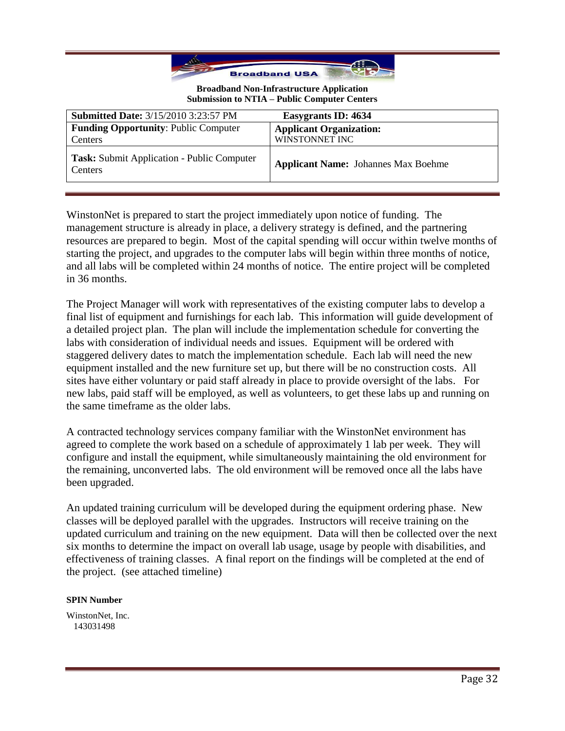**Broadband Non-Infrastructure Application**
**Submission to NTIA – Public Computer Centers**

| **Submitted Date:** 3/15/2010 3:23:57 PM | **Easygrants ID: 4634** |
|---|---|
| **Funding Opportunity**: Public Computer Centers | **Applicant Organization:** WINSTONNET INC |
| **Task:** Submit Application - Public Computer Centers | **Applicant Name:** Johannes Max Boehme |

WinstonNet is prepared to start the project immediately upon notice of funding. The management structure is already in place, a delivery strategy is defined, and the partnering resources are prepared to begin. Most of the capital spending will occur within twelve months of starting the project, and upgrades to the computer labs will begin within three months of notice, and all labs will be completed within 24 months of notice. The entire project will be completed in 36 months.

The Project Manager will work with representatives of the existing computer labs to develop a final list of equipment and furnishings for each lab. This information will guide development of a detailed project plan. The plan will include the implementation schedule for converting the labs with consideration of individual needs and issues. Equipment will be ordered with staggered delivery dates to match the implementation schedule. Each lab will need the new equipment installed and the new furniture set up, but there will be no construction costs. All sites have either voluntary or paid staff already in place to provide oversight of the labs. For new labs, paid staff will be employed, as well as volunteers, to get these labs up and running on the same timeframe as the older labs.

A contracted technology services company familiar with the WinstonNet environment has agreed to complete the work based on a schedule of approximately 1 lab per week. They will configure and install the equipment, while simultaneously maintaining the old environment for the remaining, unconverted labs. The old environment will be removed once all the labs have been upgraded.

An updated training curriculum will be developed during the equipment ordering phase. New classes will be deployed parallel with the upgrades. Instructors will receive training on the updated curriculum and training on the new equipment. Data will then be collected over the next six months to determine the impact on overall lab usage, usage by people with disabilities, and effectiveness of training classes. A final report on the findings will be completed at the end of the project. (see attached timeline)

**SPIN Number**

WinstonNet, Inc.
143031498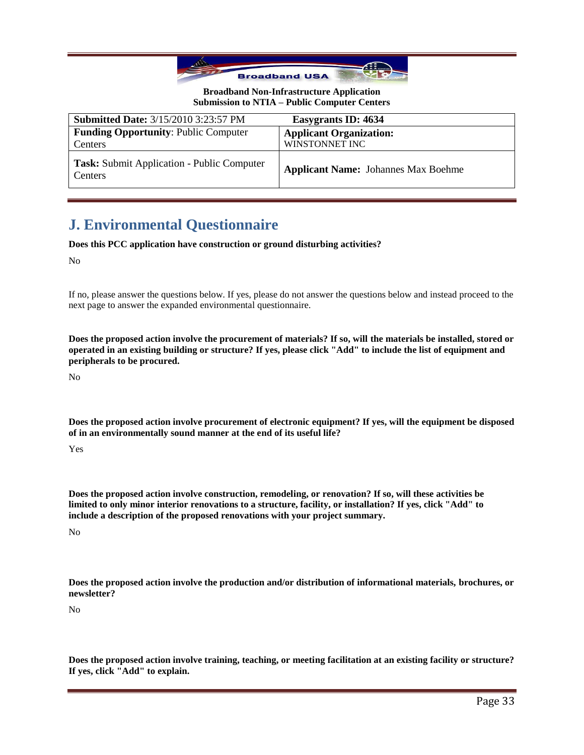**Broadband Non-Infrastructure Application**
**Submission to NTIA – Public Computer Centers**

| **Submitted Date:** 3/15/2010 3:23:57 PM | **Easygrants ID: 4634** |
|---|---|
| **Funding Opportunity**: Public Computer Centers | **Applicant Organization:** WINSTONNET INC |
| **Task:** Submit Application - Public Computer Centers | **Applicant Name:** Johannes Max Boehme |

# J. Environmental Questionnaire

**Does this PCC application have construction or ground disturbing activities?**

No

If no, please answer the questions below. If yes, please do not answer the questions below and instead proceed to the next page to answer the expanded environmental questionnaire.

**Does the proposed action involve the procurement of materials? If so, will the materials be installed, stored or operated in an existing building or structure? If yes, please click "Add" to include the list of equipment and peripherals to be procured.**

No

**Does the proposed action involve procurement of electronic equipment? If yes, will the equipment be disposed of in an environmentally sound manner at the end of its useful life?**

Yes

**Does the proposed action involve construction, remodeling, or renovation? If so, will these activities be limited to only minor interior renovations to a structure, facility, or installation? If yes, click "Add" to include a description of the proposed renovations with your project summary.**

No

**Does the proposed action involve the production and/or distribution of informational materials, brochures, or newsletter?**

No

**Does the proposed action involve training, teaching, or meeting facilitation at an existing facility or structure? If yes, click "Add" to explain.**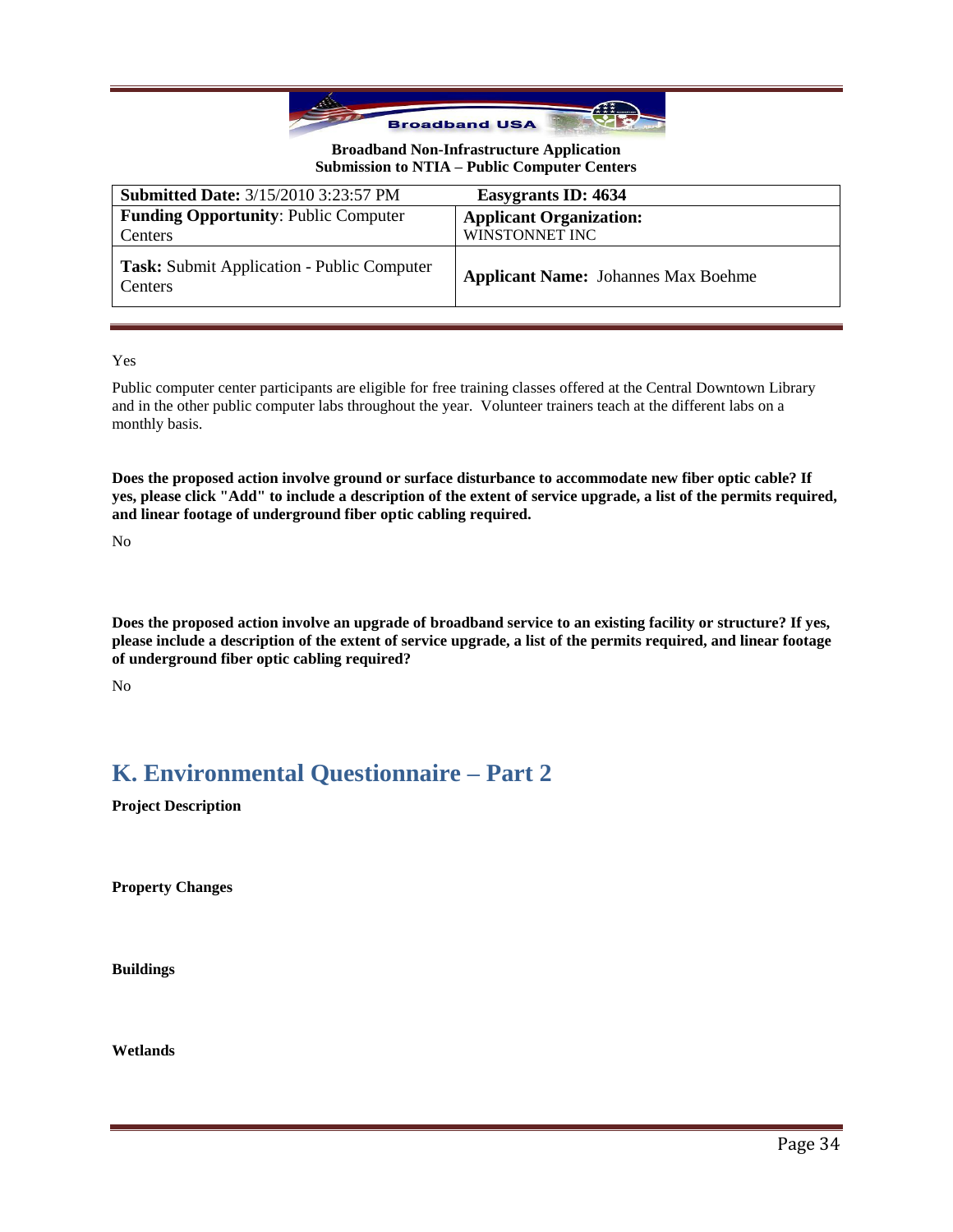Yes

Public computer center participants are eligible for free training classes offered at the Central Downtown Library and in the other public computer labs throughout the year. Volunteer trainers teach at the different labs on a monthly basis.

**Does the proposed action involve ground or surface disturbance to accommodate new fiber optic cable? If yes, please click "Add" to include a description of the extent of service upgrade, a list of the permits required, and linear footage of underground fiber optic cabling required.**

No

**Does the proposed action involve an upgrade of broadband service to an existing facility or structure? If yes, please include a description of the extent of service upgrade, a list of the permits required, and linear footage of underground fiber optic cabling required?**

No

## K. Environmental Questionnaire – Part 2

**Project Description**

**Property Changes**

**Buildings**

**Wetlands**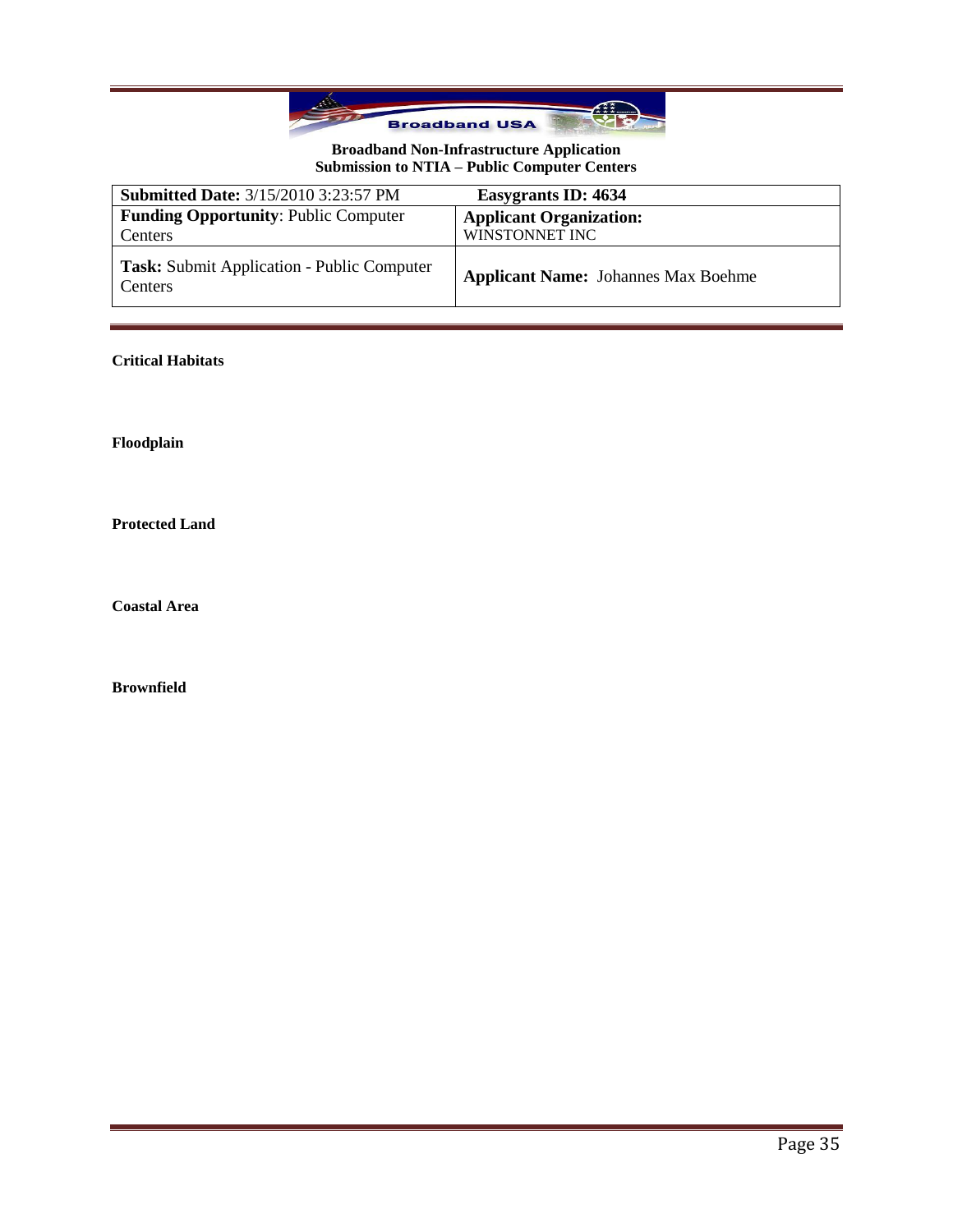**Broadband Non-Infrastructure Application**
**Submission to NTIA – Public Computer Centers**

| **Submitted Date:** 3/15/2010 3:23:57 PM | **Easygrants ID: 4634** |
|---|---|
| **Funding Opportunity**: Public Computer Centers | **Applicant Organization:** WINSTONNET INC |
| **Task:** Submit Application - Public Computer Centers | **Applicant Name:** Johannes Max Boehme |

**Critical Habitats**

**Floodplain**

**Protected Land**

**Coastal Area**

**Brownfield**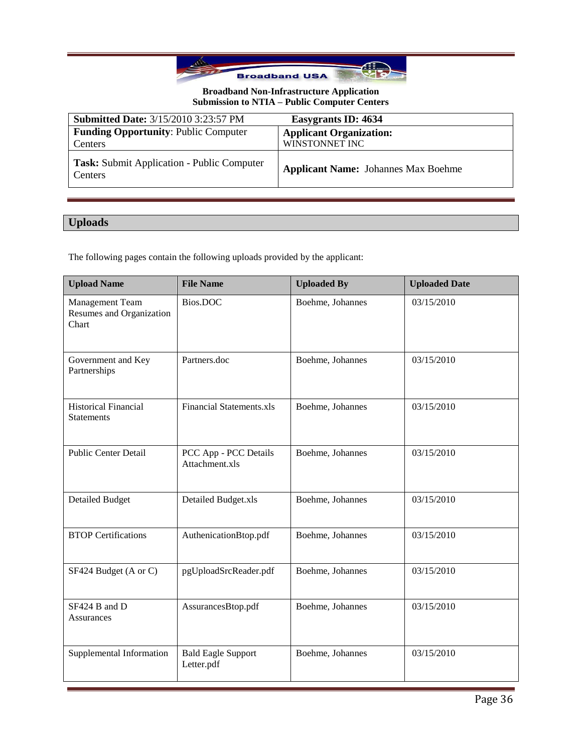**Broadband Non-Infrastructure Application**
**Submission to NTIA – Public Computer Centers**

| **Submitted Date:** 3/15/2010 3:23:57 PM | **Easygrants ID: 4634** |
|---|---|
| **Funding Opportunity**: Public Computer Centers | **Applicant Organization:** WINSTONNET INC |
| **Task:** Submit Application - Public Computer Centers | **Applicant Name:** Johannes Max Boehme |

## Uploads

The following pages contain the following uploads provided by the applicant:

| Upload Name | File Name | Uploaded By | Uploaded Date |
|---|---|---|---|
| Management Team Resumes and Organization Chart | Bios.DOC | Boehme, Johannes | 03/15/2010 |
| Government and Key Partnerships | Partners.doc | Boehme, Johannes | 03/15/2010 |
| Historical Financial Statements | Financial Statements.xls | Boehme, Johannes | 03/15/2010 |
| Public Center Detail | PCC App - PCC Details Attachment.xls | Boehme, Johannes | 03/15/2010 |
| Detailed Budget | Detailed Budget.xls | Boehme, Johannes | 03/15/2010 |
| BTOP Certifications | AuthenicationBtop.pdf | Boehme, Johannes | 03/15/2010 |
| SF424 Budget (A or C) | pgUploadSrcReader.pdf | Boehme, Johannes | 03/15/2010 |
| SF424 B and D Assurances | AssurancesBtop.pdf | Boehme, Johannes | 03/15/2010 |
| Supplemental Information | Bald Eagle Support Letter.pdf | Boehme, Johannes | 03/15/2010 |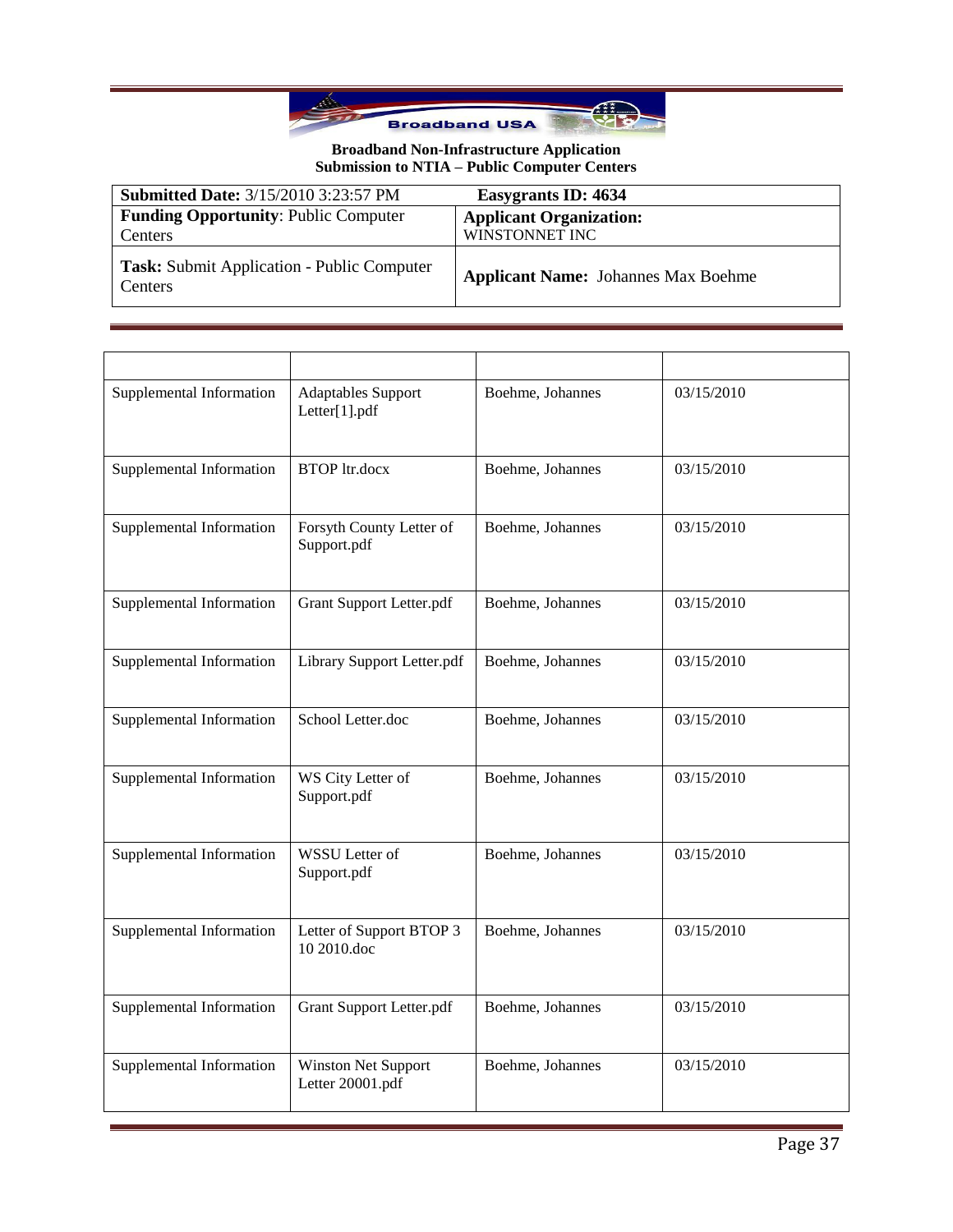**Broadband Non-Infrastructure Application**
**Submission to NTIA – Public Computer Centers**

| **Submitted Date:** 3/15/2010 3:23:57 PM | **Easygrants ID: 4634** |
|---|---|
| **Funding Opportunity**: Public Computer Centers | **Applicant Organization:** WINSTONNET INC |
| **Task:** Submit Application - Public Computer Centers | **Applicant Name:** Johannes Max Boehme |

| | | | |
|---|---|---|---|
| Supplemental Information | Adaptables Support Letter[1].pdf | Boehme, Johannes | 03/15/2010 |
| Supplemental Information | BTOP ltr.docx | Boehme, Johannes | 03/15/2010 |
| Supplemental Information | Forsyth County Letter of Support.pdf | Boehme, Johannes | 03/15/2010 |
| Supplemental Information | Grant Support Letter.pdf | Boehme, Johannes | 03/15/2010 |
| Supplemental Information | Library Support Letter.pdf | Boehme, Johannes | 03/15/2010 |
| Supplemental Information | School Letter.doc | Boehme, Johannes | 03/15/2010 |
| Supplemental Information | WS City Letter of Support.pdf | Boehme, Johannes | 03/15/2010 |
| Supplemental Information | WSSU Letter of Support.pdf | Boehme, Johannes | 03/15/2010 |
| Supplemental Information | Letter of Support BTOP 3 10 2010.doc | Boehme, Johannes | 03/15/2010 |
| Supplemental Information | Grant Support Letter.pdf | Boehme, Johannes | 03/15/2010 |
| Supplemental Information | Winston Net Support Letter 20001.pdf | Boehme, Johannes | 03/15/2010 |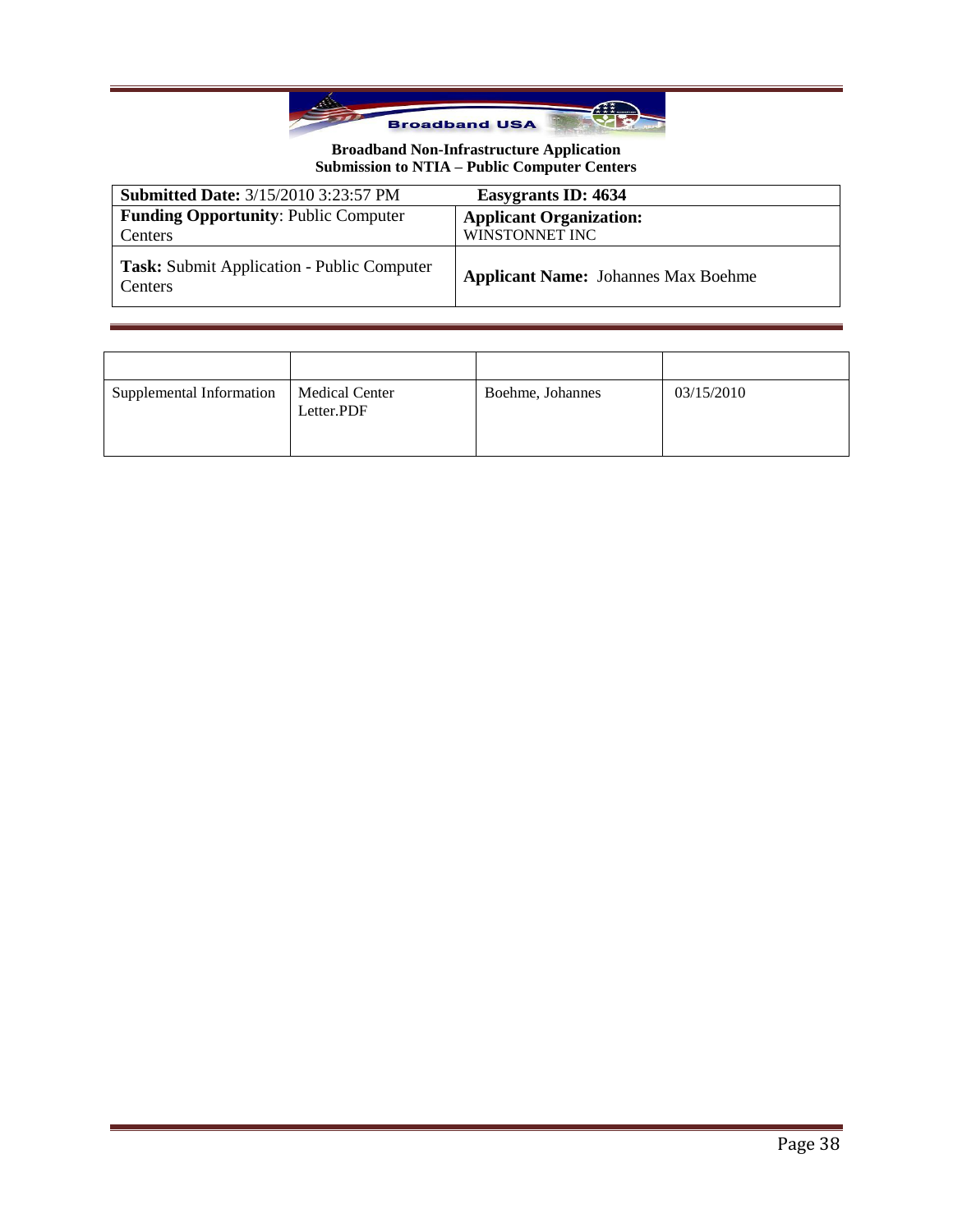**Broadband Non-Infrastructure Application**
**Submission to NTIA – Public Computer Centers**

| | |
|---|---|
| **Submitted Date:** 3/15/2010 3:23:57 PM | **Easygrants ID: 4634** |
| **Funding Opportunity**: Public Computer Centers | **Applicant Organization:** WINSTONNET INC |
| **Task:** Submit Application - Public Computer Centers | **Applicant Name:** Johannes Max Boehme |

| | | | |
|---|---|---|---|
| Supplemental Information | Medical Center Letter.PDF | Boehme, Johannes | 03/15/2010 |